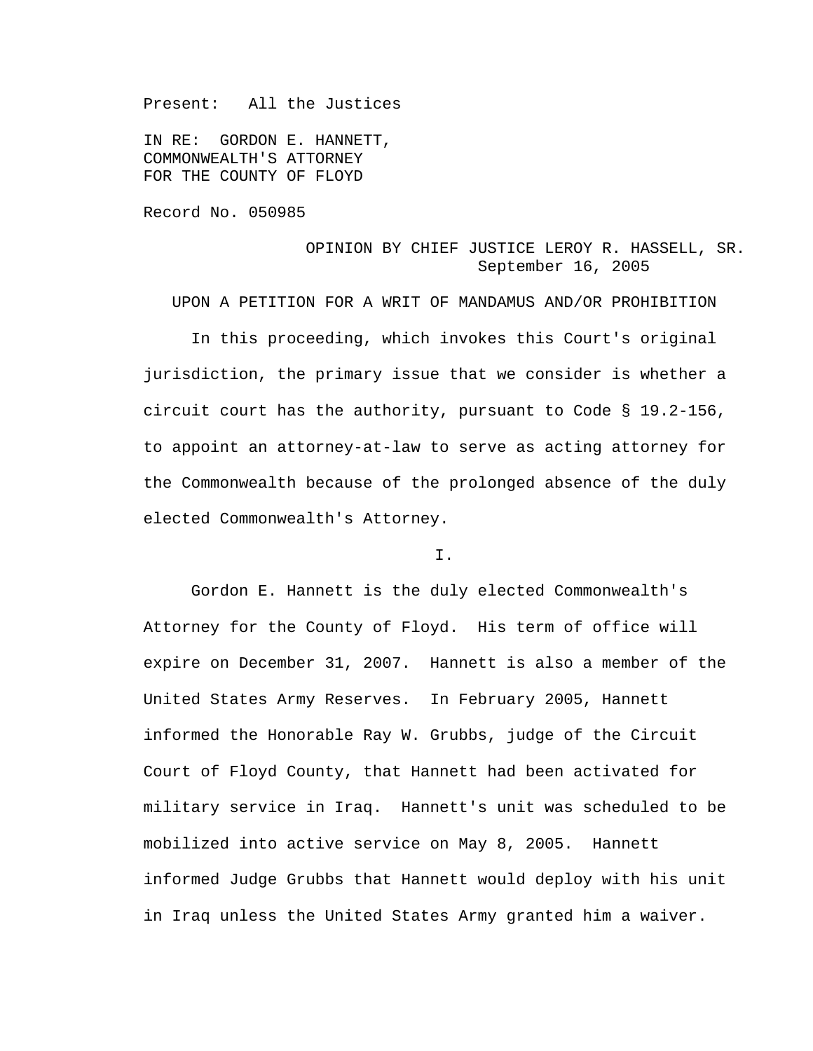Present: All the Justices

IN RE: GORDON E. HANNETT,
COMMONWEALTH'S ATTORNEY
FOR THE COUNTY OF FLOYD

Record No. 050985

OPINION BY CHIEF JUSTICE LEROY R. HASSELL, SR.
September 16, 2005

UPON A PETITION FOR A WRIT OF MANDAMUS AND/OR PROHIBITION

In this proceeding, which invokes this Court's original jurisdiction, the primary issue that we consider is whether a circuit court has the authority, pursuant to Code § 19.2-156, to appoint an attorney-at-law to serve as acting attorney for the Commonwealth because of the prolonged absence of the duly elected Commonwealth's Attorney.

I.

Gordon E. Hannett is the duly elected Commonwealth's Attorney for the County of Floyd. His term of office will expire on December 31, 2007. Hannett is also a member of the United States Army Reserves. In February 2005, Hannett informed the Honorable Ray W. Grubbs, judge of the Circuit Court of Floyd County, that Hannett had been activated for military service in Iraq. Hannett's unit was scheduled to be mobilized into active service on May 8, 2005. Hannett informed Judge Grubbs that Hannett would deploy with his unit in Iraq unless the United States Army granted him a waiver.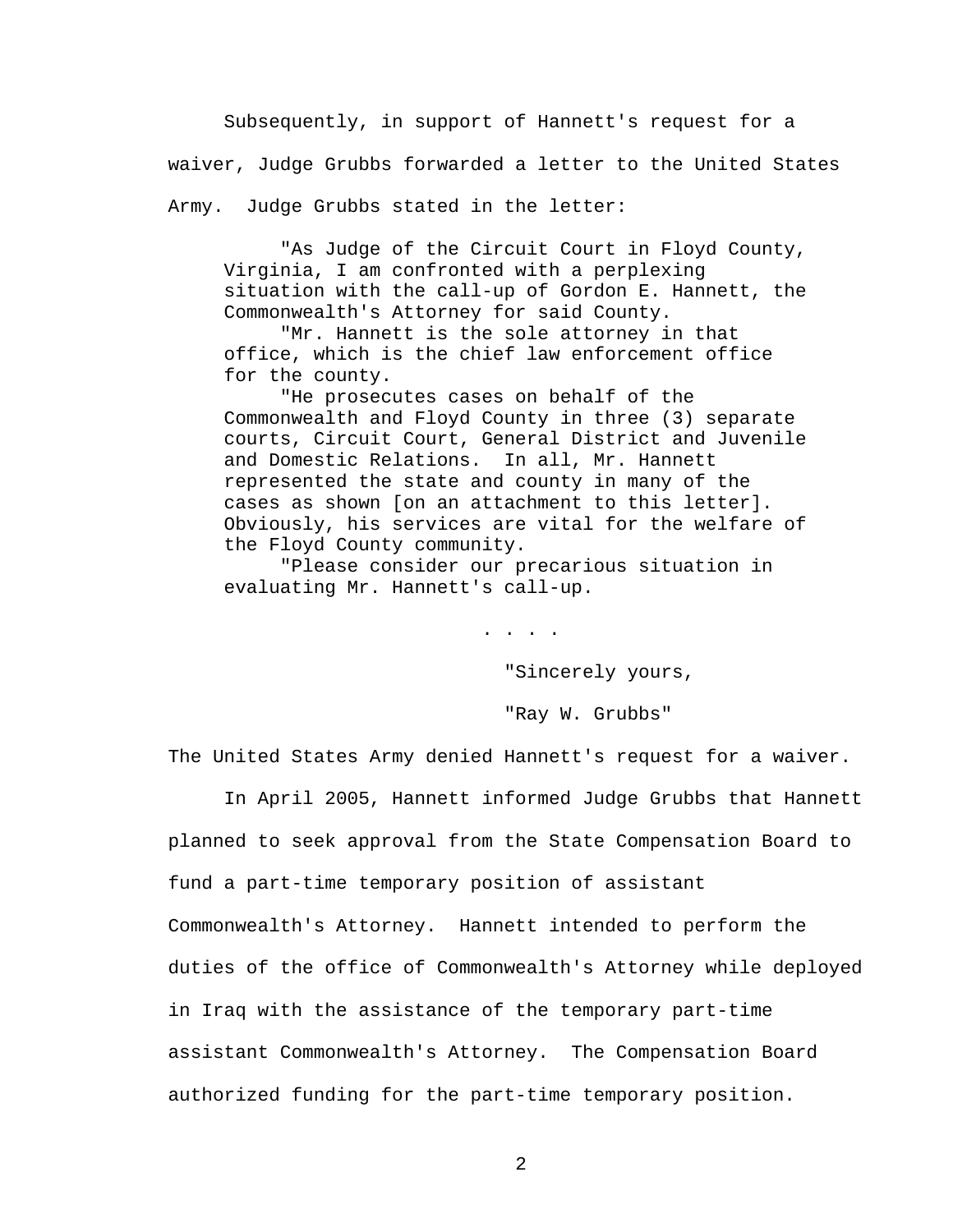Subsequently, in support of Hannett's request for a waiver, Judge Grubbs forwarded a letter to the United States Army. Judge Grubbs stated in the letter:

> "As Judge of the Circuit Court in Floyd County, Virginia, I am confronted with a perplexing situation with the call-up of Gordon E. Hannett, the Commonwealth's Attorney for said County.
>
> "Mr. Hannett is the sole attorney in that office, which is the chief law enforcement office for the county.
>
> "He prosecutes cases on behalf of the Commonwealth and Floyd County in three (3) separate courts, Circuit Court, General District and Juvenile and Domestic Relations. In all, Mr. Hannett represented the state and county in many of the cases as shown [on an attachment to this letter]. Obviously, his services are vital for the welfare of the Floyd County community.
>
> "Please consider our precarious situation in evaluating Mr. Hannett's call-up.
>
> . . . .
>
> "Sincerely yours,
>
> "Ray W. Grubbs"

The United States Army denied Hannett's request for a waiver.

In April 2005, Hannett informed Judge Grubbs that Hannett planned to seek approval from the State Compensation Board to fund a part-time temporary position of assistant Commonwealth's Attorney. Hannett intended to perform the duties of the office of Commonwealth's Attorney while deployed in Iraq with the assistance of the temporary part-time assistant Commonwealth's Attorney. The Compensation Board authorized funding for the part-time temporary position.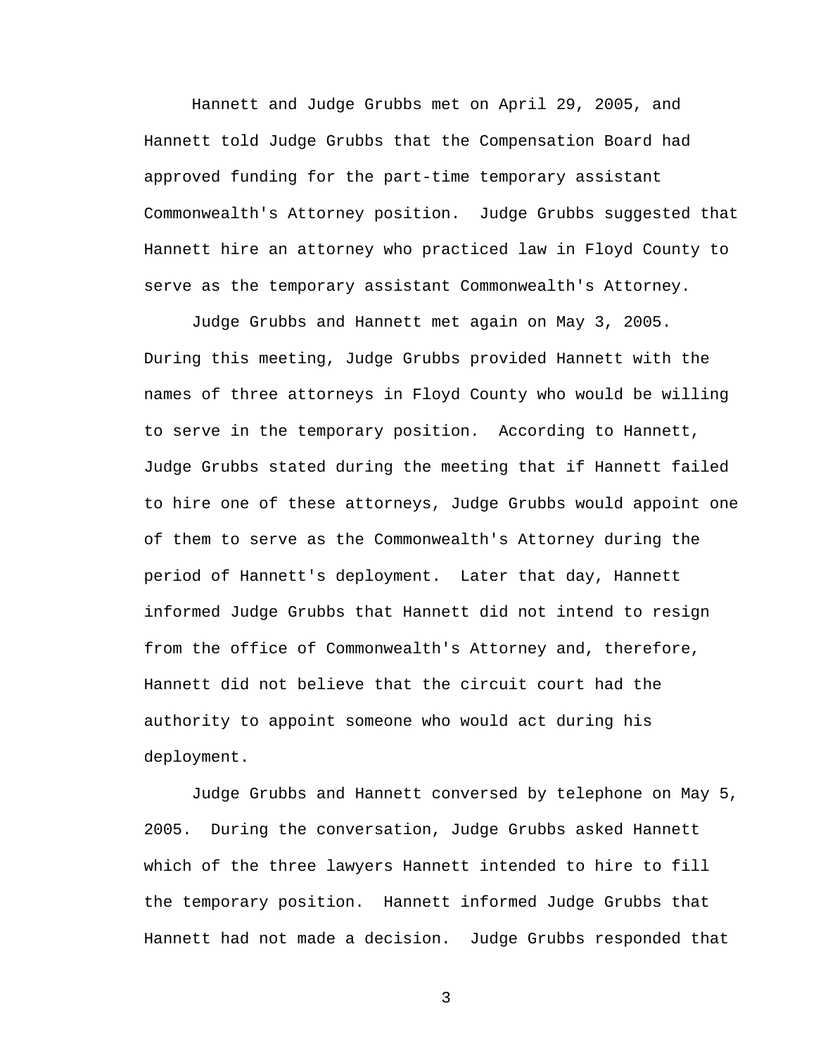Hannett and Judge Grubbs met on April 29, 2005, and Hannett told Judge Grubbs that the Compensation Board had approved funding for the part-time temporary assistant Commonwealth's Attorney position. Judge Grubbs suggested that Hannett hire an attorney who practiced law in Floyd County to serve as the temporary assistant Commonwealth's Attorney.

Judge Grubbs and Hannett met again on May 3, 2005. During this meeting, Judge Grubbs provided Hannett with the names of three attorneys in Floyd County who would be willing to serve in the temporary position. According to Hannett, Judge Grubbs stated during the meeting that if Hannett failed to hire one of these attorneys, Judge Grubbs would appoint one of them to serve as the Commonwealth's Attorney during the period of Hannett's deployment. Later that day, Hannett informed Judge Grubbs that Hannett did not intend to resign from the office of Commonwealth's Attorney and, therefore, Hannett did not believe that the circuit court had the authority to appoint someone who would act during his deployment.

Judge Grubbs and Hannett conversed by telephone on May 5, 2005. During the conversation, Judge Grubbs asked Hannett which of the three lawyers Hannett intended to hire to fill the temporary position. Hannett informed Judge Grubbs that Hannett had not made a decision. Judge Grubbs responded that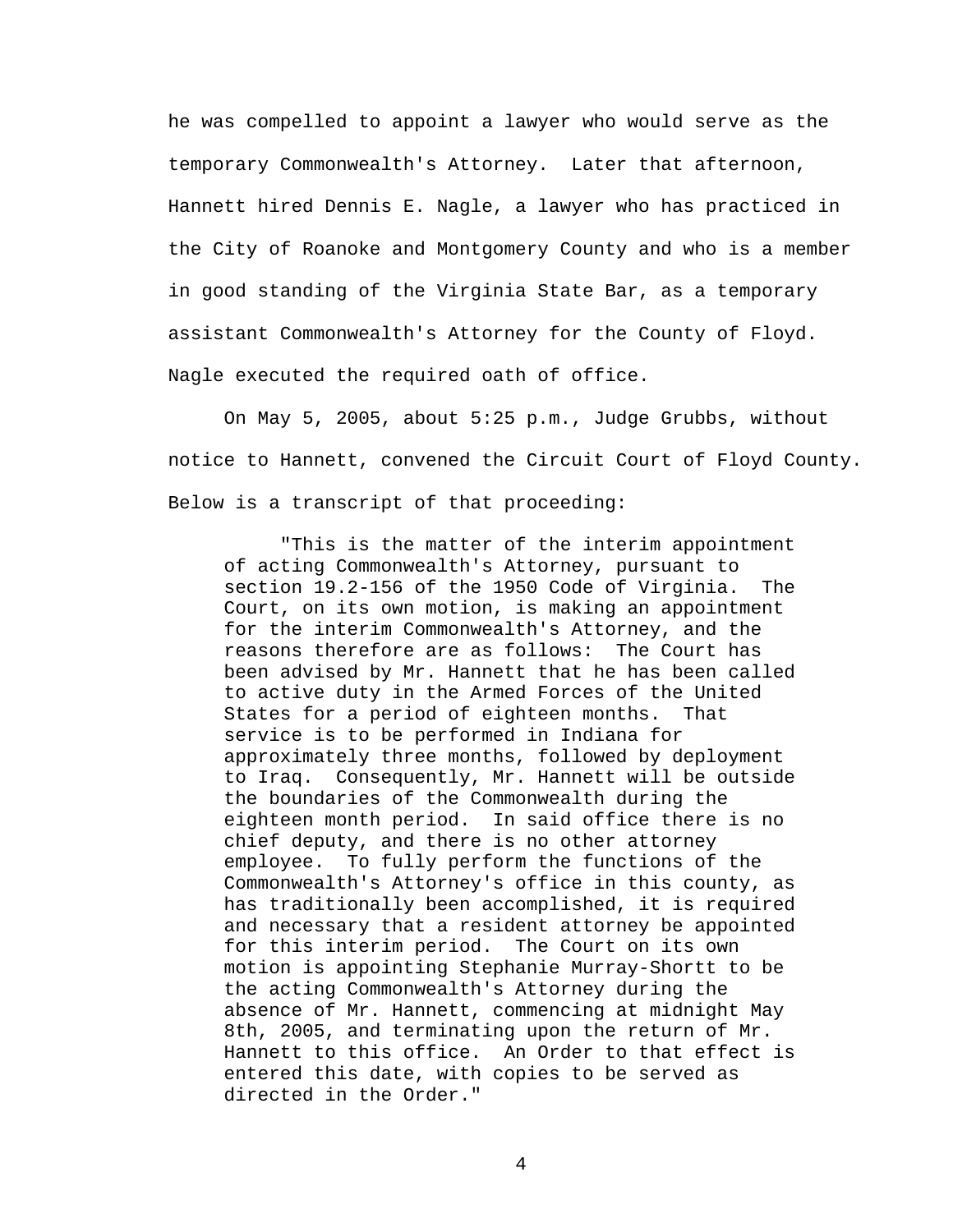he was compelled to appoint a lawyer who would serve as the temporary Commonwealth's Attorney. Later that afternoon, Hannett hired Dennis E. Nagle, a lawyer who has practiced in the City of Roanoke and Montgomery County and who is a member in good standing of the Virginia State Bar, as a temporary assistant Commonwealth's Attorney for the County of Floyd. Nagle executed the required oath of office.

On May 5, 2005, about 5:25 p.m., Judge Grubbs, without notice to Hannett, convened the Circuit Court of Floyd County. Below is a transcript of that proceeding:

> "This is the matter of the interim appointment of acting Commonwealth's Attorney, pursuant to section 19.2-156 of the 1950 Code of Virginia. The Court, on its own motion, is making an appointment for the interim Commonwealth's Attorney, and the reasons therefore are as follows: The Court has been advised by Mr. Hannett that he has been called to active duty in the Armed Forces of the United States for a period of eighteen months. That service is to be performed in Indiana for approximately three months, followed by deployment to Iraq. Consequently, Mr. Hannett will be outside the boundaries of the Commonwealth during the eighteen month period. In said office there is no chief deputy, and there is no other attorney employee. To fully perform the functions of the Commonwealth's Attorney's office in this county, as has traditionally been accomplished, it is required and necessary that a resident attorney be appointed for this interim period. The Court on its own motion is appointing Stephanie Murray-Shortt to be the acting Commonwealth's Attorney during the absence of Mr. Hannett, commencing at midnight May 8th, 2005, and terminating upon the return of Mr. Hannett to this office. An Order to that effect is entered this date, with copies to be served as directed in the Order."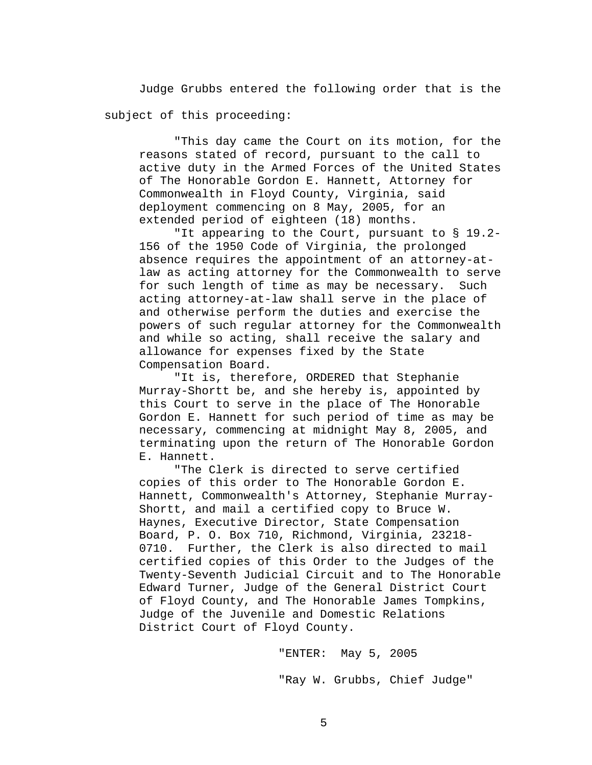Judge Grubbs entered the following order that is the subject of this proceeding:

> "This day came the Court on its motion, for the reasons stated of record, pursuant to the call to active duty in the Armed Forces of the United States of The Honorable Gordon E. Hannett, Attorney for Commonwealth in Floyd County, Virginia, said deployment commencing on 8 May, 2005, for an extended period of eighteen (18) months.
>
> "It appearing to the Court, pursuant to § 19.2-156 of the 1950 Code of Virginia, the prolonged absence requires the appointment of an attorney-at-law as acting attorney for the Commonwealth to serve for such length of time as may be necessary. Such acting attorney-at-law shall serve in the place of and otherwise perform the duties and exercise the powers of such regular attorney for the Commonwealth and while so acting, shall receive the salary and allowance for expenses fixed by the State Compensation Board.
>
> "It is, therefore, ORDERED that Stephanie Murray-Shortt be, and she hereby is, appointed by this Court to serve in the place of The Honorable Gordon E. Hannett for such period of time as may be necessary, commencing at midnight May 8, 2005, and terminating upon the return of The Honorable Gordon E. Hannett.
>
> "The Clerk is directed to serve certified copies of this order to The Honorable Gordon E. Hannett, Commonwealth's Attorney, Stephanie Murray-Shortt, and mail a certified copy to Bruce W. Haynes, Executive Director, State Compensation Board, P. O. Box 710, Richmond, Virginia, 23218-0710. Further, the Clerk is also directed to mail certified copies of this Order to the Judges of the Twenty-Seventh Judicial Circuit and to The Honorable Edward Turner, Judge of the General District Court of Floyd County, and The Honorable James Tompkins, Judge of the Juvenile and Domestic Relations District Court of Floyd County.
>
> "ENTER: May 5, 2005
>
> "Ray W. Grubbs, Chief Judge"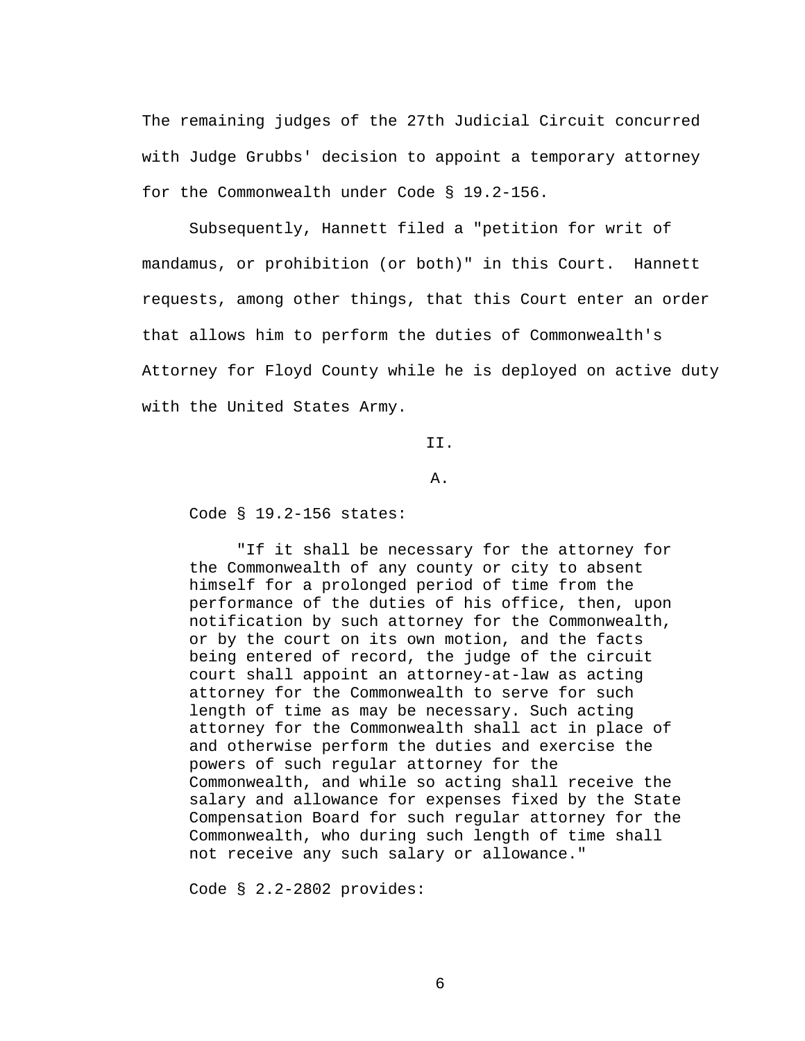The remaining judges of the 27th Judicial Circuit concurred with Judge Grubbs' decision to appoint a temporary attorney for the Commonwealth under Code § 19.2-156.

Subsequently, Hannett filed a "petition for writ of mandamus, or prohibition (or both)" in this Court. Hannett requests, among other things, that this Court enter an order that allows him to perform the duties of Commonwealth's Attorney for Floyd County while he is deployed on active duty with the United States Army.

II.

A.

Code § 19.2-156 states:

> "If it shall be necessary for the attorney for the Commonwealth of any county or city to absent himself for a prolonged period of time from the performance of the duties of his office, then, upon notification by such attorney for the Commonwealth, or by the court on its own motion, and the facts being entered of record, the judge of the circuit court shall appoint an attorney-at-law as acting attorney for the Commonwealth to serve for such length of time as may be necessary. Such acting attorney for the Commonwealth shall act in place of and otherwise perform the duties and exercise the powers of such regular attorney for the Commonwealth, and while so acting shall receive the salary and allowance for expenses fixed by the State Compensation Board for such regular attorney for the Commonwealth, who during such length of time shall not receive any such salary or allowance."

Code § 2.2-2802 provides: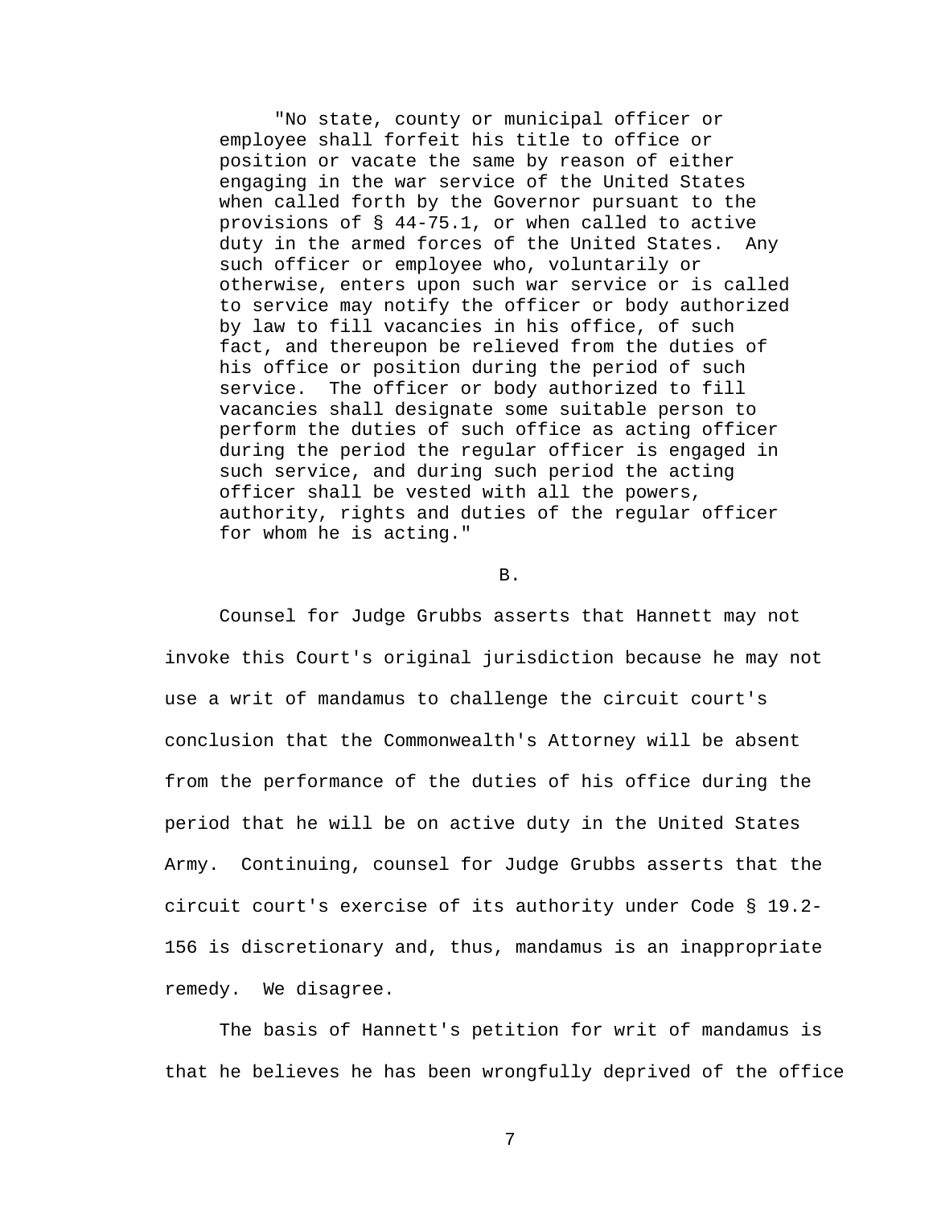> "No state, county or municipal officer or employee shall forfeit his title to office or position or vacate the same by reason of either engaging in the war service of the United States when called forth by the Governor pursuant to the provisions of § 44-75.1, or when called to active duty in the armed forces of the United States. Any such officer or employee who, voluntarily or otherwise, enters upon such war service or is called to service may notify the officer or body authorized by law to fill vacancies in his office, of such fact, and thereupon be relieved from the duties of his office or position during the period of such service. The officer or body authorized to fill vacancies shall designate some suitable person to perform the duties of such office as acting officer during the period the regular officer is engaged in such service, and during such period the acting officer shall be vested with all the powers, authority, rights and duties of the regular officer for whom he is acting."

B.

Counsel for Judge Grubbs asserts that Hannett may not invoke this Court's original jurisdiction because he may not use a writ of mandamus to challenge the circuit court's conclusion that the Commonwealth's Attorney will be absent from the performance of the duties of his office during the period that he will be on active duty in the United States Army. Continuing, counsel for Judge Grubbs asserts that the circuit court's exercise of its authority under Code § 19.2-156 is discretionary and, thus, mandamus is an inappropriate remedy. We disagree.

The basis of Hannett's petition for writ of mandamus is that he believes he has been wrongfully deprived of the office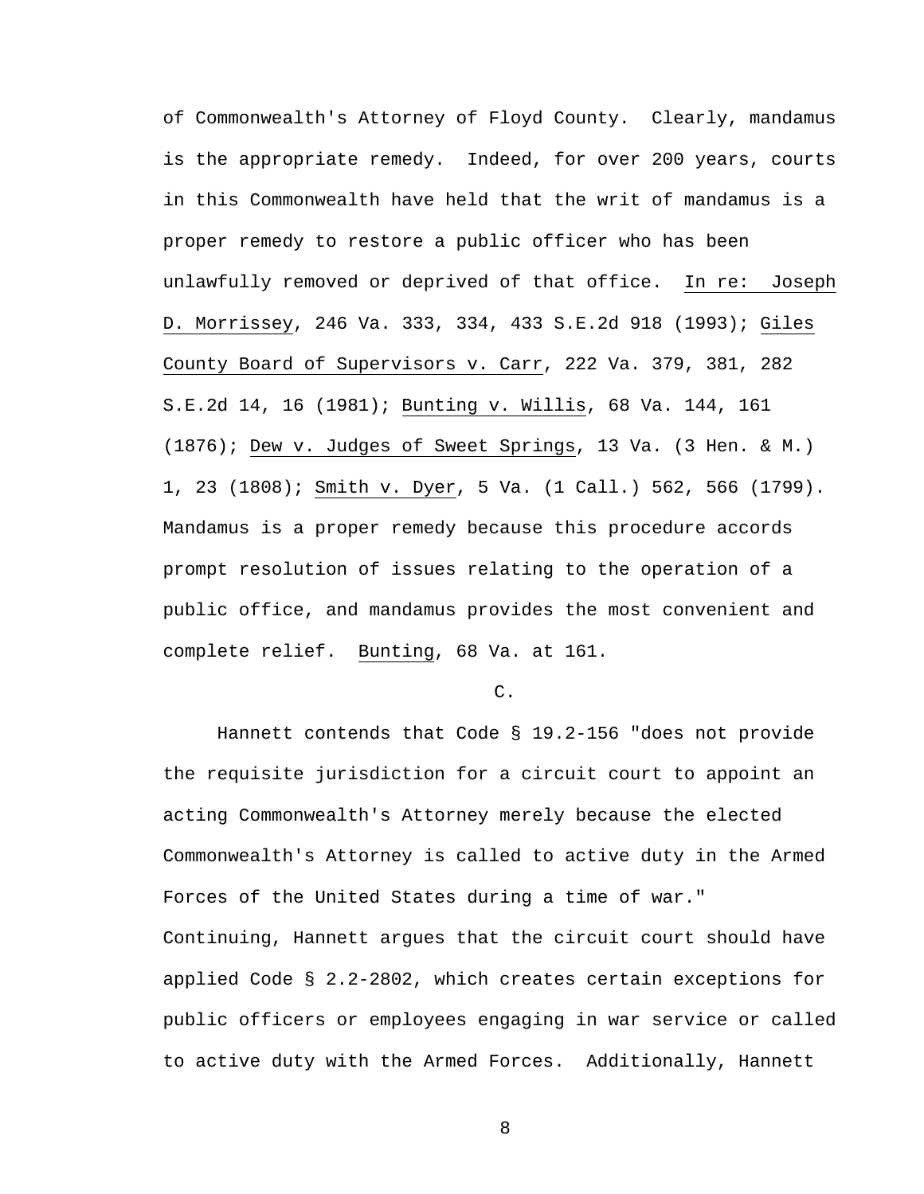of Commonwealth's Attorney of Floyd County. Clearly, mandamus is the appropriate remedy. Indeed, for over 200 years, courts in this Commonwealth have held that the writ of mandamus is a proper remedy to restore a public officer who has been unlawfully removed or deprived of that office. In re: Joseph D. Morrissey, 246 Va. 333, 334, 433 S.E.2d 918 (1993); Giles County Board of Supervisors v. Carr, 222 Va. 379, 381, 282 S.E.2d 14, 16 (1981); Bunting v. Willis, 68 Va. 144, 161 (1876); Dew v. Judges of Sweet Springs, 13 Va. (3 Hen. & M.) 1, 23 (1808); Smith v. Dyer, 5 Va. (1 Call.) 562, 566 (1799). Mandamus is a proper remedy because this procedure accords prompt resolution of issues relating to the operation of a public office, and mandamus provides the most convenient and complete relief. Bunting, 68 Va. at 161.

C.

Hannett contends that Code § 19.2-156 "does not provide the requisite jurisdiction for a circuit court to appoint an acting Commonwealth's Attorney merely because the elected Commonwealth's Attorney is called to active duty in the Armed Forces of the United States during a time of war." Continuing, Hannett argues that the circuit court should have applied Code § 2.2-2802, which creates certain exceptions for public officers or employees engaging in war service or called to active duty with the Armed Forces. Additionally, Hannett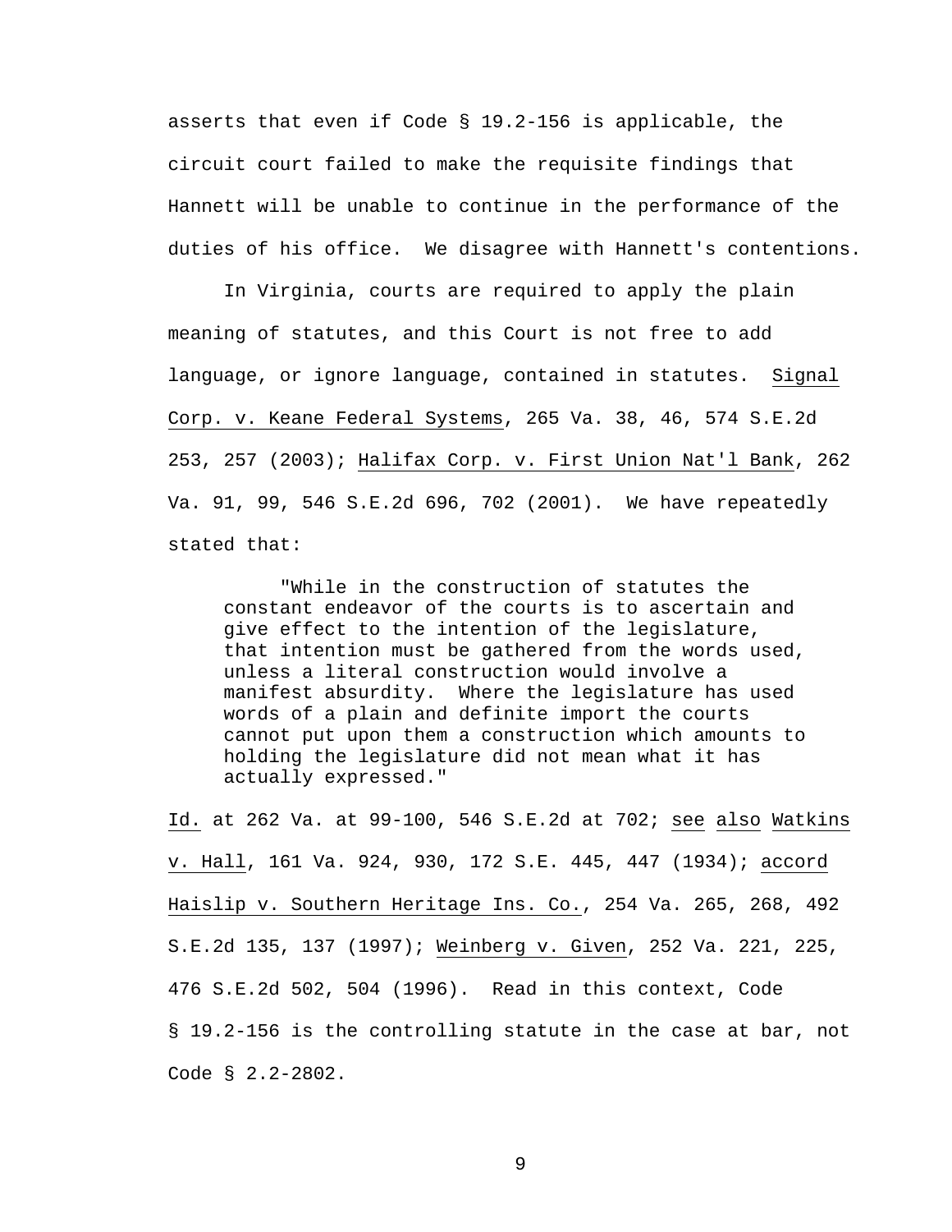asserts that even if Code § 19.2-156 is applicable, the circuit court failed to make the requisite findings that Hannett will be unable to continue in the performance of the duties of his office. We disagree with Hannett's contentions.

In Virginia, courts are required to apply the plain meaning of statutes, and this Court is not free to add language, or ignore language, contained in statutes. Signal Corp. v. Keane Federal Systems, 265 Va. 38, 46, 574 S.E.2d 253, 257 (2003); Halifax Corp. v. First Union Nat'l Bank, 262 Va. 91, 99, 546 S.E.2d 696, 702 (2001). We have repeatedly stated that:

> "While in the construction of statutes the constant endeavor of the courts is to ascertain and give effect to the intention of the legislature, that intention must be gathered from the words used, unless a literal construction would involve a manifest absurdity. Where the legislature has used words of a plain and definite import the courts cannot put upon them a construction which amounts to holding the legislature did not mean what it has actually expressed."

Id. at 262 Va. at 99-100, 546 S.E.2d at 702; see also Watkins v. Hall, 161 Va. 924, 930, 172 S.E. 445, 447 (1934); accord Haislip v. Southern Heritage Ins. Co., 254 Va. 265, 268, 492 S.E.2d 135, 137 (1997); Weinberg v. Given, 252 Va. 221, 225, 476 S.E.2d 502, 504 (1996). Read in this context, Code § 19.2-156 is the controlling statute in the case at bar, not Code § 2.2-2802.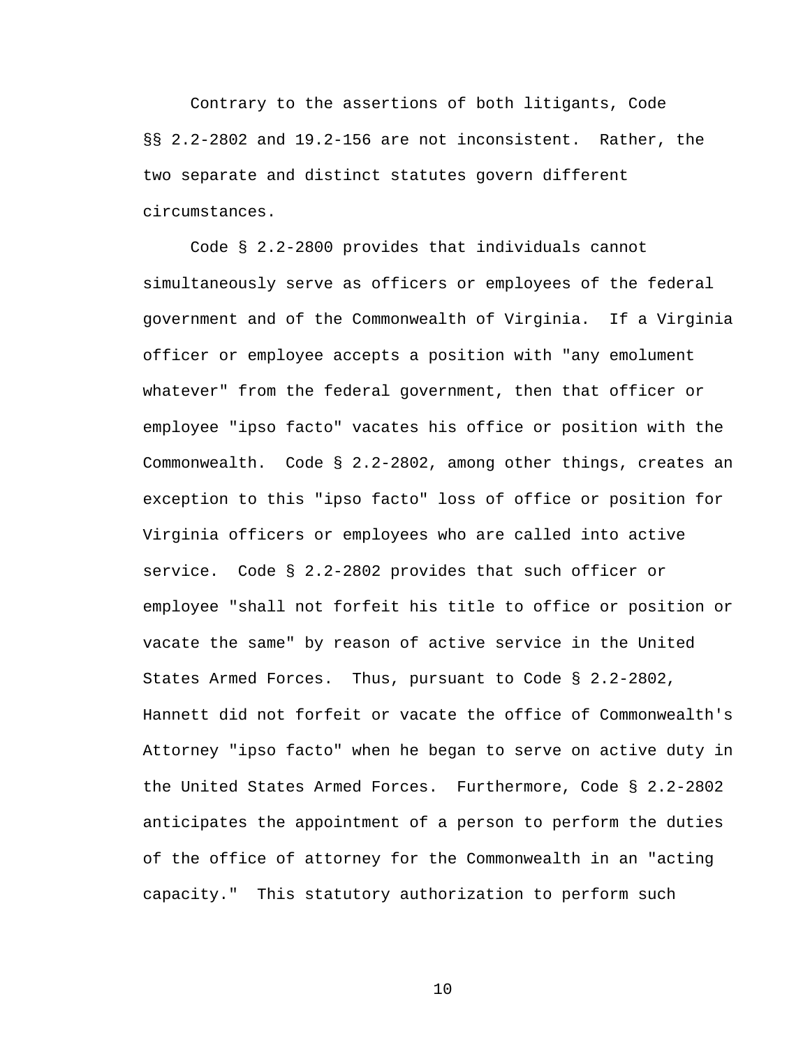Contrary to the assertions of both litigants, Code §§ 2.2-2802 and 19.2-156 are not inconsistent. Rather, the two separate and distinct statutes govern different circumstances.

Code § 2.2-2800 provides that individuals cannot simultaneously serve as officers or employees of the federal government and of the Commonwealth of Virginia. If a Virginia officer or employee accepts a position with "any emolument whatever" from the federal government, then that officer or employee "ipso facto" vacates his office or position with the Commonwealth. Code § 2.2-2802, among other things, creates an exception to this "ipso facto" loss of office or position for Virginia officers or employees who are called into active service. Code § 2.2-2802 provides that such officer or employee "shall not forfeit his title to office or position or vacate the same" by reason of active service in the United States Armed Forces. Thus, pursuant to Code § 2.2-2802, Hannett did not forfeit or vacate the office of Commonwealth's Attorney "ipso facto" when he began to serve on active duty in the United States Armed Forces. Furthermore, Code § 2.2-2802 anticipates the appointment of a person to perform the duties of the office of attorney for the Commonwealth in an "acting capacity." This statutory authorization to perform such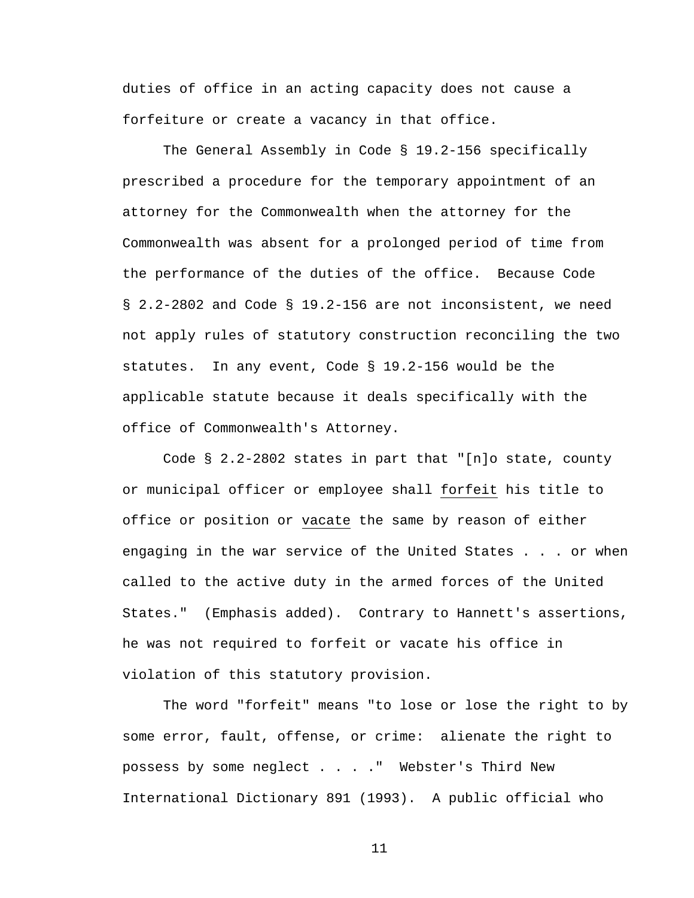duties of office in an acting capacity does not cause a forfeiture or create a vacancy in that office.

The General Assembly in Code § 19.2-156 specifically prescribed a procedure for the temporary appointment of an attorney for the Commonwealth when the attorney for the Commonwealth was absent for a prolonged period of time from the performance of the duties of the office. Because Code § 2.2-2802 and Code § 19.2-156 are not inconsistent, we need not apply rules of statutory construction reconciling the two statutes. In any event, Code § 19.2-156 would be the applicable statute because it deals specifically with the office of Commonwealth's Attorney.

Code § 2.2-2802 states in part that "[n]o state, county or municipal officer or employee shall forfeit his title to office or position or vacate the same by reason of either engaging in the war service of the United States . . . or when called to the active duty in the armed forces of the United States." (Emphasis added). Contrary to Hannett's assertions, he was not required to forfeit or vacate his office in violation of this statutory provision.

The word "forfeit" means "to lose or lose the right to by some error, fault, offense, or crime: alienate the right to possess by some neglect . . . ." Webster's Third New International Dictionary 891 (1993). A public official who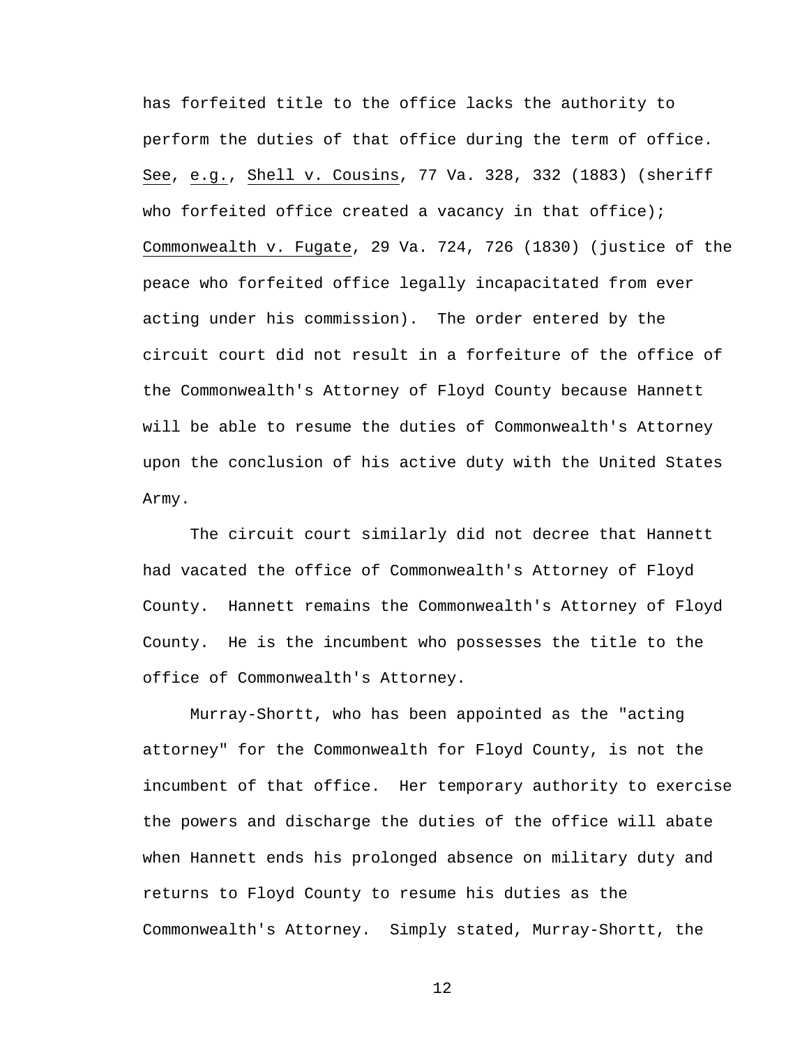has forfeited title to the office lacks the authority to perform the duties of that office during the term of office. See, e.g., Shell v. Cousins, 77 Va. 328, 332 (1883) (sheriff who forfeited office created a vacancy in that office); Commonwealth v. Fugate, 29 Va. 724, 726 (1830) (justice of the peace who forfeited office legally incapacitated from ever acting under his commission). The order entered by the circuit court did not result in a forfeiture of the office of the Commonwealth's Attorney of Floyd County because Hannett will be able to resume the duties of Commonwealth's Attorney upon the conclusion of his active duty with the United States Army.

The circuit court similarly did not decree that Hannett had vacated the office of Commonwealth's Attorney of Floyd County. Hannett remains the Commonwealth's Attorney of Floyd County. He is the incumbent who possesses the title to the office of Commonwealth's Attorney.

Murray-Shortt, who has been appointed as the "acting attorney" for the Commonwealth for Floyd County, is not the incumbent of that office. Her temporary authority to exercise the powers and discharge the duties of the office will abate when Hannett ends his prolonged absence on military duty and returns to Floyd County to resume his duties as the Commonwealth's Attorney. Simply stated, Murray-Shortt, the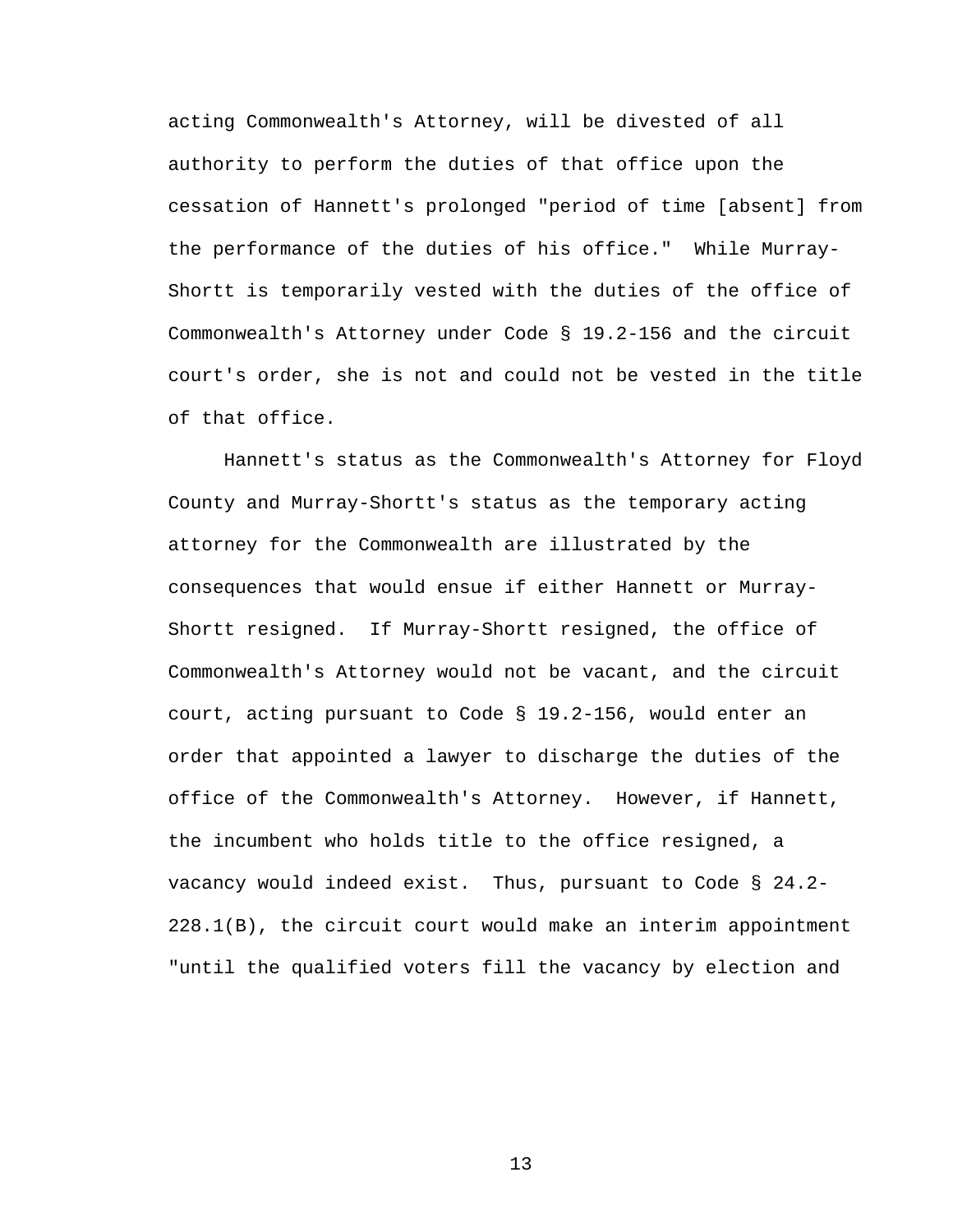acting Commonwealth's Attorney, will be divested of all authority to perform the duties of that office upon the cessation of Hannett's prolonged "period of time [absent] from the performance of the duties of his office." While Murray-Shortt is temporarily vested with the duties of the office of Commonwealth's Attorney under Code § 19.2-156 and the circuit court's order, she is not and could not be vested in the title of that office.

Hannett's status as the Commonwealth's Attorney for Floyd County and Murray-Shortt's status as the temporary acting attorney for the Commonwealth are illustrated by the consequences that would ensue if either Hannett or Murray-Shortt resigned. If Murray-Shortt resigned, the office of Commonwealth's Attorney would not be vacant, and the circuit court, acting pursuant to Code § 19.2-156, would enter an order that appointed a lawyer to discharge the duties of the office of the Commonwealth's Attorney. However, if Hannett, the incumbent who holds title to the office resigned, a vacancy would indeed exist. Thus, pursuant to Code § 24.2-228.1(B), the circuit court would make an interim appointment "until the qualified voters fill the vacancy by election and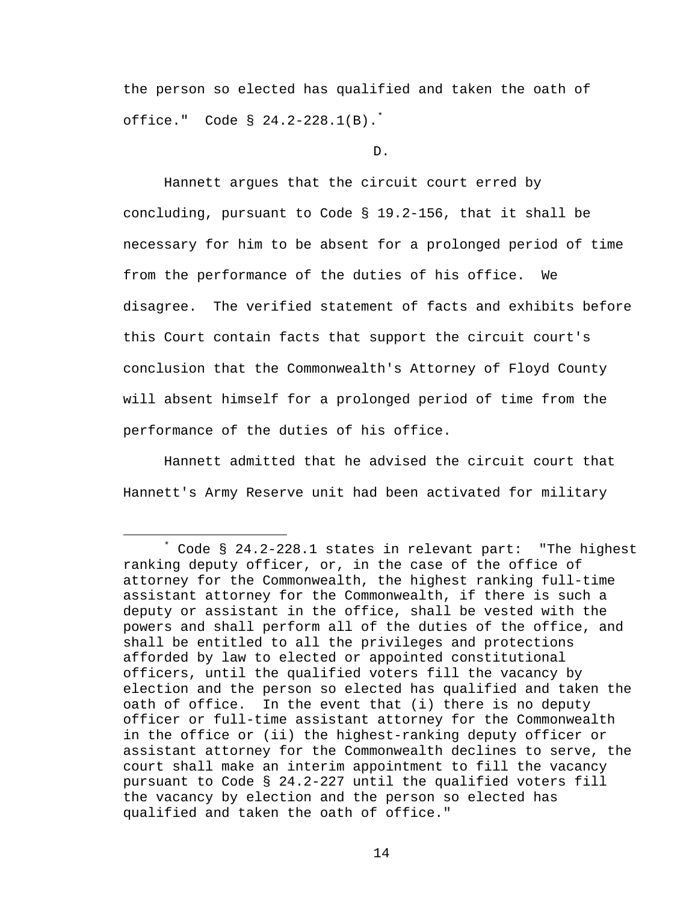the person so elected has qualified and taken the oath of office." Code § 24.2-228.1(B).[*]

D.

Hannett argues that the circuit court erred by concluding, pursuant to Code § 19.2-156, that it shall be necessary for him to be absent for a prolonged period of time from the performance of the duties of his office. We disagree. The verified statement of facts and exhibits before this Court contain facts that support the circuit court's conclusion that the Commonwealth's Attorney of Floyd County will absent himself for a prolonged period of time from the performance of the duties of his office.

Hannett admitted that he advised the circuit court that Hannett's Army Reserve unit had been activated for military

---

[*] Code § 24.2-228.1 states in relevant part: "The highest ranking deputy officer, or, in the case of the office of attorney for the Commonwealth, the highest ranking full-time assistant attorney for the Commonwealth, if there is such a deputy or assistant in the office, shall be vested with the powers and shall perform all of the duties of the office, and shall be entitled to all the privileges and protections afforded by law to elected or appointed constitutional officers, until the qualified voters fill the vacancy by election and the person so elected has qualified and taken the oath of office. In the event that (i) there is no deputy officer or full-time assistant attorney for the Commonwealth in the office or (ii) the highest-ranking deputy officer or assistant attorney for the Commonwealth declines to serve, the court shall make an interim appointment to fill the vacancy pursuant to Code § 24.2-227 until the qualified voters fill the vacancy by election and the person so elected has qualified and taken the oath of office."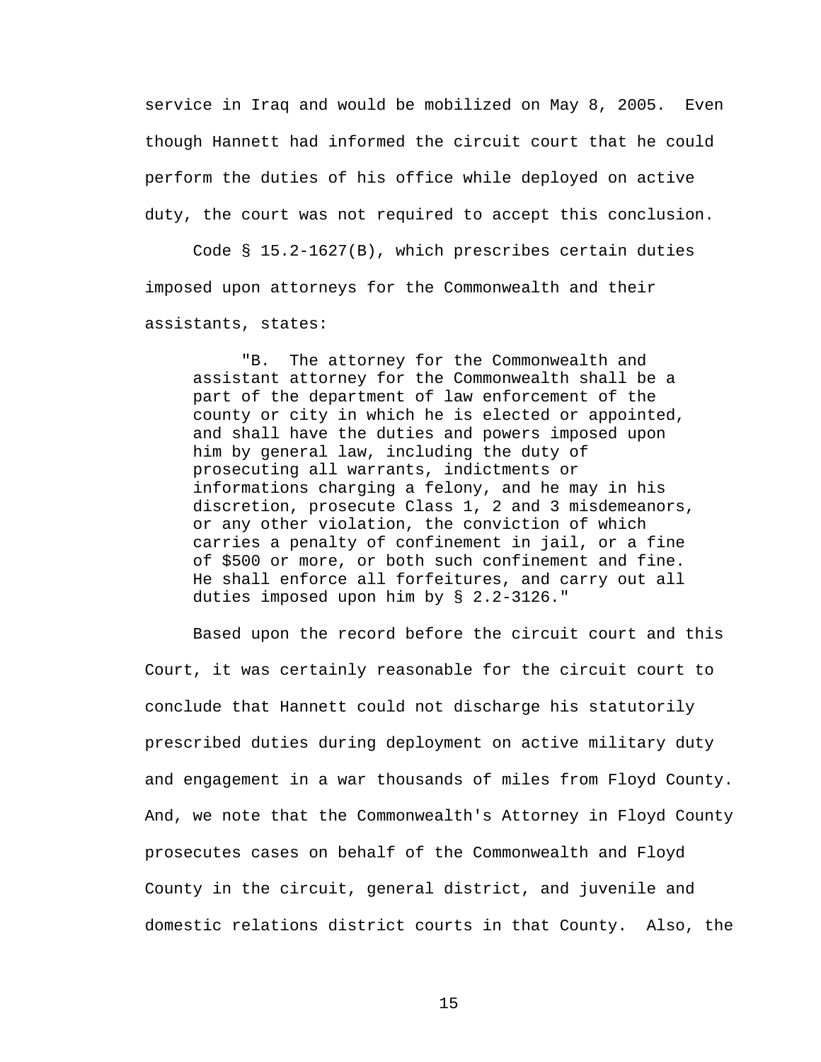service in Iraq and would be mobilized on May 8, 2005. Even though Hannett had informed the circuit court that he could perform the duties of his office while deployed on active duty, the court was not required to accept this conclusion.

Code § 15.2-1627(B), which prescribes certain duties imposed upon attorneys for the Commonwealth and their assistants, states:

> "B. The attorney for the Commonwealth and assistant attorney for the Commonwealth shall be a part of the department of law enforcement of the county or city in which he is elected or appointed, and shall have the duties and powers imposed upon him by general law, including the duty of prosecuting all warrants, indictments or informations charging a felony, and he may in his discretion, prosecute Class 1, 2 and 3 misdemeanors, or any other violation, the conviction of which carries a penalty of confinement in jail, or a fine of $500 or more, or both such confinement and fine. He shall enforce all forfeitures, and carry out all duties imposed upon him by § 2.2-3126."

Based upon the record before the circuit court and this Court, it was certainly reasonable for the circuit court to conclude that Hannett could not discharge his statutorily prescribed duties during deployment on active military duty and engagement in a war thousands of miles from Floyd County. And, we note that the Commonwealth's Attorney in Floyd County prosecutes cases on behalf of the Commonwealth and Floyd County in the circuit, general district, and juvenile and domestic relations district courts in that County. Also, the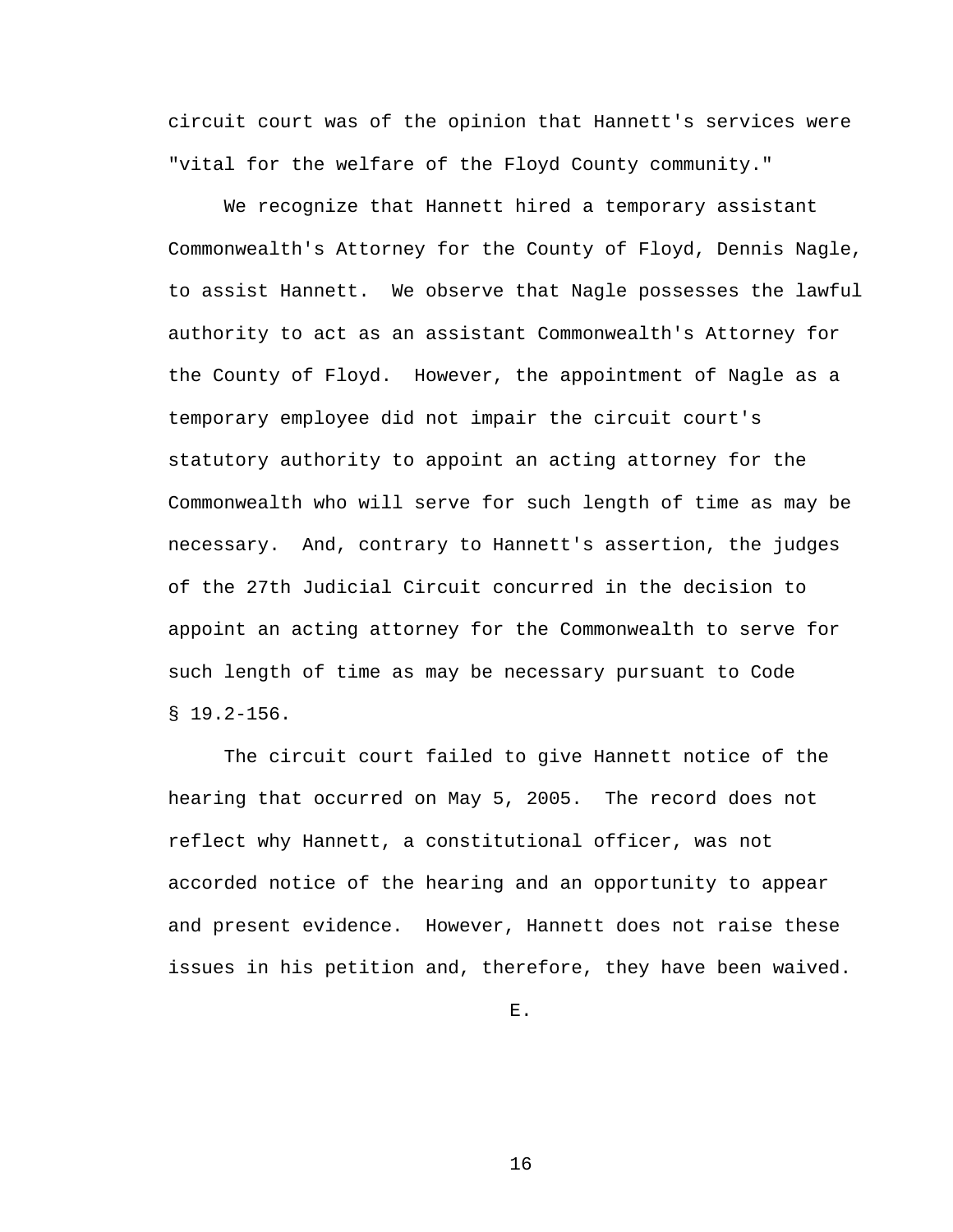circuit court was of the opinion that Hannett's services were "vital for the welfare of the Floyd County community."

We recognize that Hannett hired a temporary assistant Commonwealth's Attorney for the County of Floyd, Dennis Nagle, to assist Hannett. We observe that Nagle possesses the lawful authority to act as an assistant Commonwealth's Attorney for the County of Floyd. However, the appointment of Nagle as a temporary employee did not impair the circuit court's statutory authority to appoint an acting attorney for the Commonwealth who will serve for such length of time as may be necessary. And, contrary to Hannett's assertion, the judges of the 27th Judicial Circuit concurred in the decision to appoint an acting attorney for the Commonwealth to serve for such length of time as may be necessary pursuant to Code § 19.2-156.

The circuit court failed to give Hannett notice of the hearing that occurred on May 5, 2005. The record does not reflect why Hannett, a constitutional officer, was not accorded notice of the hearing and an opportunity to appear and present evidence. However, Hannett does not raise these issues in his petition and, therefore, they have been waived.

E.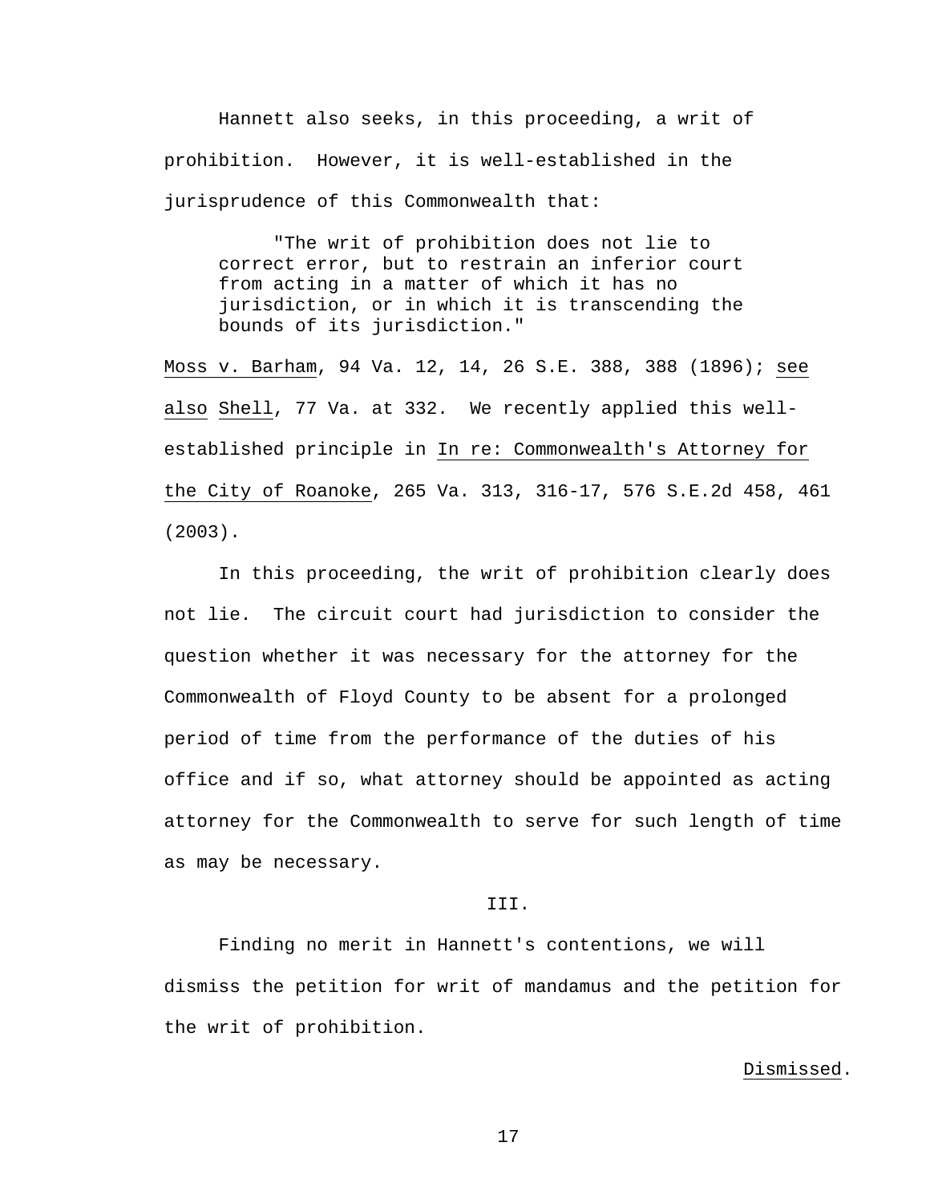Hannett also seeks, in this proceeding, a writ of prohibition. However, it is well-established in the jurisprudence of this Commonwealth that:

> "The writ of prohibition does not lie to correct error, but to restrain an inferior court from acting in a matter of which it has no jurisdiction, or in which it is transcending the bounds of its jurisdiction."

Moss v. Barham, 94 Va. 12, 14, 26 S.E. 388, 388 (1896); see also Shell, 77 Va. at 332. We recently applied this well-established principle in In re: Commonwealth's Attorney for the City of Roanoke, 265 Va. 313, 316-17, 576 S.E.2d 458, 461 (2003).

In this proceeding, the writ of prohibition clearly does not lie. The circuit court had jurisdiction to consider the question whether it was necessary for the attorney for the Commonwealth of Floyd County to be absent for a prolonged period of time from the performance of the duties of his office and if so, what attorney should be appointed as acting attorney for the Commonwealth to serve for such length of time as may be necessary.

III.

Finding no merit in Hannett's contentions, we will dismiss the petition for writ of mandamus and the petition for the writ of prohibition.

Dismissed.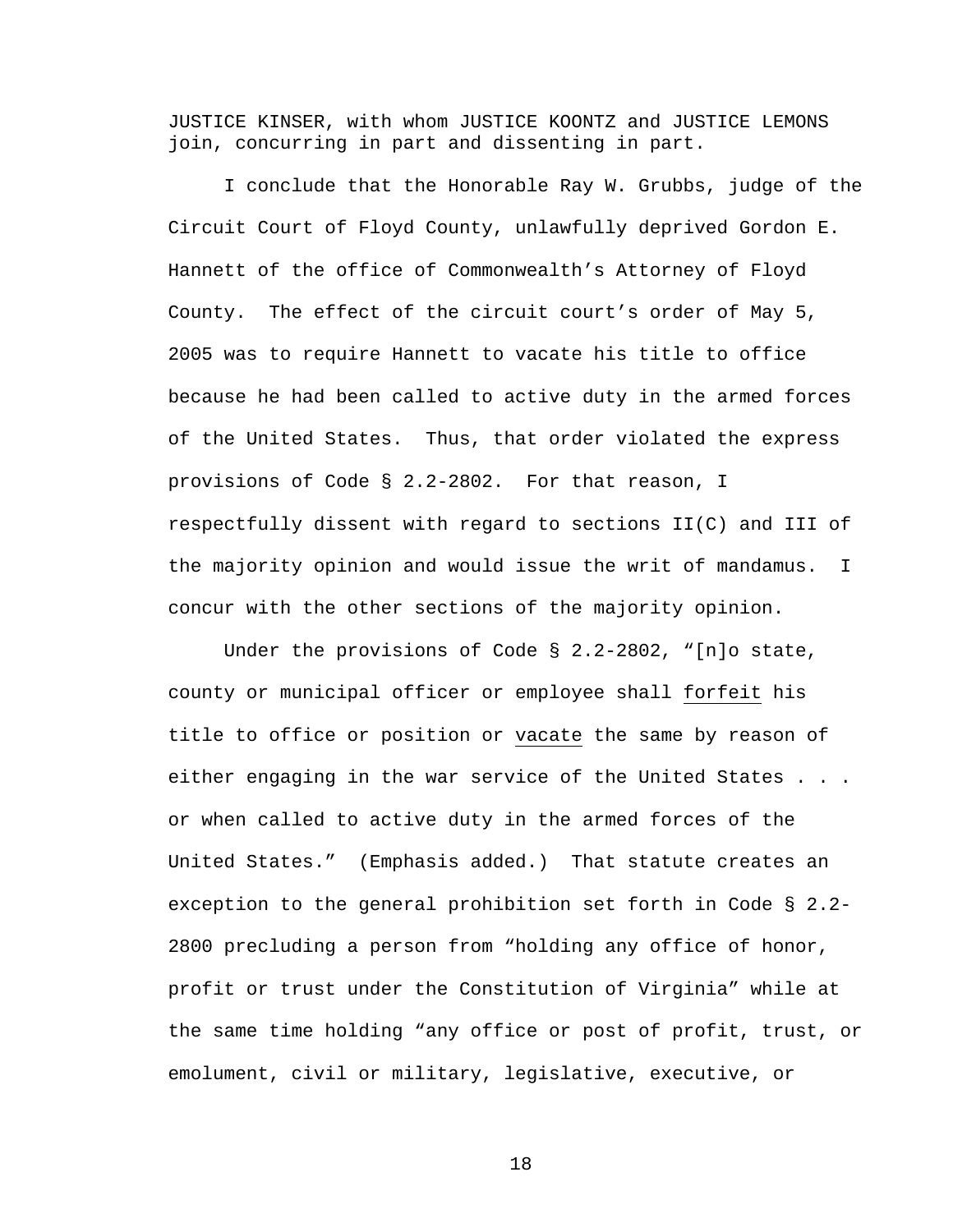JUSTICE KINSER, with whom JUSTICE KOONTZ and JUSTICE LEMONS join, concurring in part and dissenting in part.

I conclude that the Honorable Ray W. Grubbs, judge of the Circuit Court of Floyd County, unlawfully deprived Gordon E. Hannett of the office of Commonwealth's Attorney of Floyd County. The effect of the circuit court's order of May 5, 2005 was to require Hannett to vacate his title to office because he had been called to active duty in the armed forces of the United States. Thus, that order violated the express provisions of Code § 2.2-2802. For that reason, I respectfully dissent with regard to sections II(C) and III of the majority opinion and would issue the writ of mandamus. I concur with the other sections of the majority opinion.

Under the provisions of Code § 2.2-2802, "[n]o state, county or municipal officer or employee shall <u>forfeit</u> his title to office or position or <u>vacate</u> the same by reason of either engaging in the war service of the United States . . . or when called to active duty in the armed forces of the United States." (Emphasis added.) That statute creates an exception to the general prohibition set forth in Code § 2.2-2800 precluding a person from "holding any office of honor, profit or trust under the Constitution of Virginia" while at the same time holding "any office or post of profit, trust, or emolument, civil or military, legislative, executive, or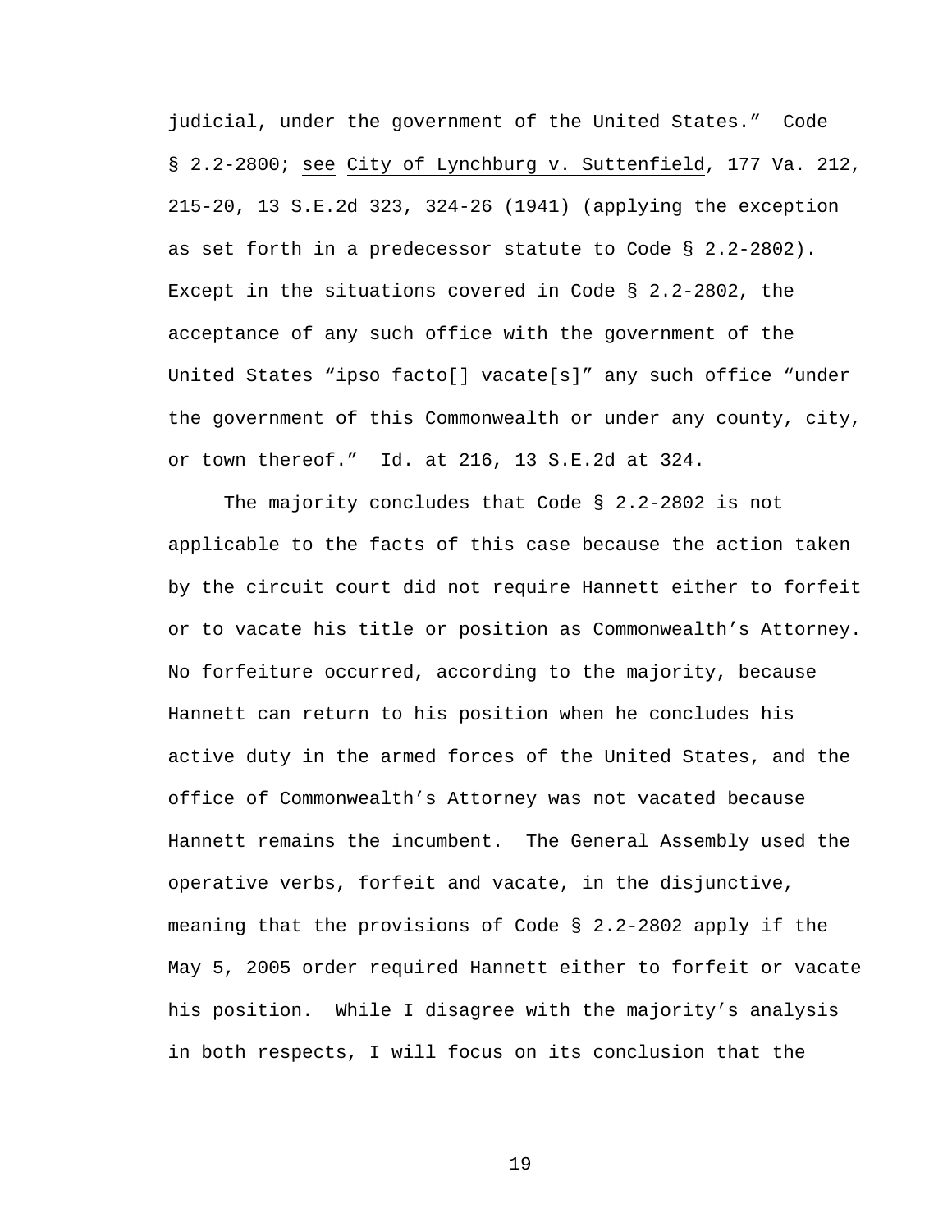judicial, under the government of the United States." Code § 2.2-2800; see City of Lynchburg v. Suttenfield, 177 Va. 212, 215-20, 13 S.E.2d 323, 324-26 (1941) (applying the exception as set forth in a predecessor statute to Code § 2.2-2802). Except in the situations covered in Code § 2.2-2802, the acceptance of any such office with the government of the United States "ipso facto[] vacate[s]" any such office "under the government of this Commonwealth or under any county, city, or town thereof." Id. at 216, 13 S.E.2d at 324.

The majority concludes that Code § 2.2-2802 is not applicable to the facts of this case because the action taken by the circuit court did not require Hannett either to forfeit or to vacate his title or position as Commonwealth's Attorney. No forfeiture occurred, according to the majority, because Hannett can return to his position when he concludes his active duty in the armed forces of the United States, and the office of Commonwealth's Attorney was not vacated because Hannett remains the incumbent. The General Assembly used the operative verbs, forfeit and vacate, in the disjunctive, meaning that the provisions of Code § 2.2-2802 apply if the May 5, 2005 order required Hannett either to forfeit or vacate his position. While I disagree with the majority's analysis in both respects, I will focus on its conclusion that the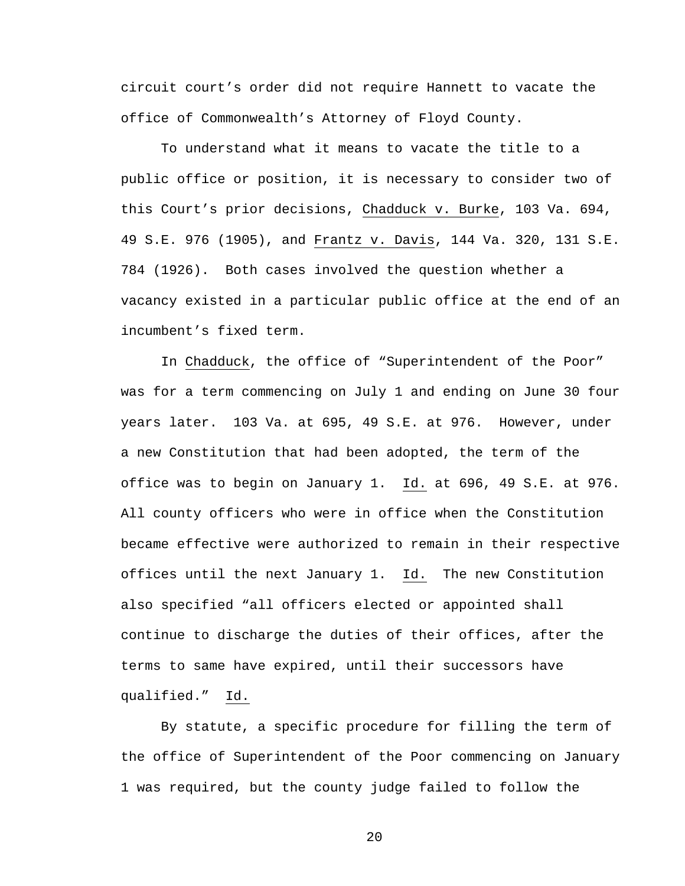circuit court's order did not require Hannett to vacate the office of Commonwealth's Attorney of Floyd County.

To understand what it means to vacate the title to a public office or position, it is necessary to consider two of this Court's prior decisions, Chadduck v. Burke, 103 Va. 694, 49 S.E. 976 (1905), and Frantz v. Davis, 144 Va. 320, 131 S.E. 784 (1926). Both cases involved the question whether a vacancy existed in a particular public office at the end of an incumbent's fixed term.

In Chadduck, the office of "Superintendent of the Poor" was for a term commencing on July 1 and ending on June 30 four years later. 103 Va. at 695, 49 S.E. at 976. However, under a new Constitution that had been adopted, the term of the office was to begin on January 1. Id. at 696, 49 S.E. at 976. All county officers who were in office when the Constitution became effective were authorized to remain in their respective offices until the next January 1. Id. The new Constitution also specified "all officers elected or appointed shall continue to discharge the duties of their offices, after the terms to same have expired, until their successors have qualified." Id.

By statute, a specific procedure for filling the term of the office of Superintendent of the Poor commencing on January 1 was required, but the county judge failed to follow the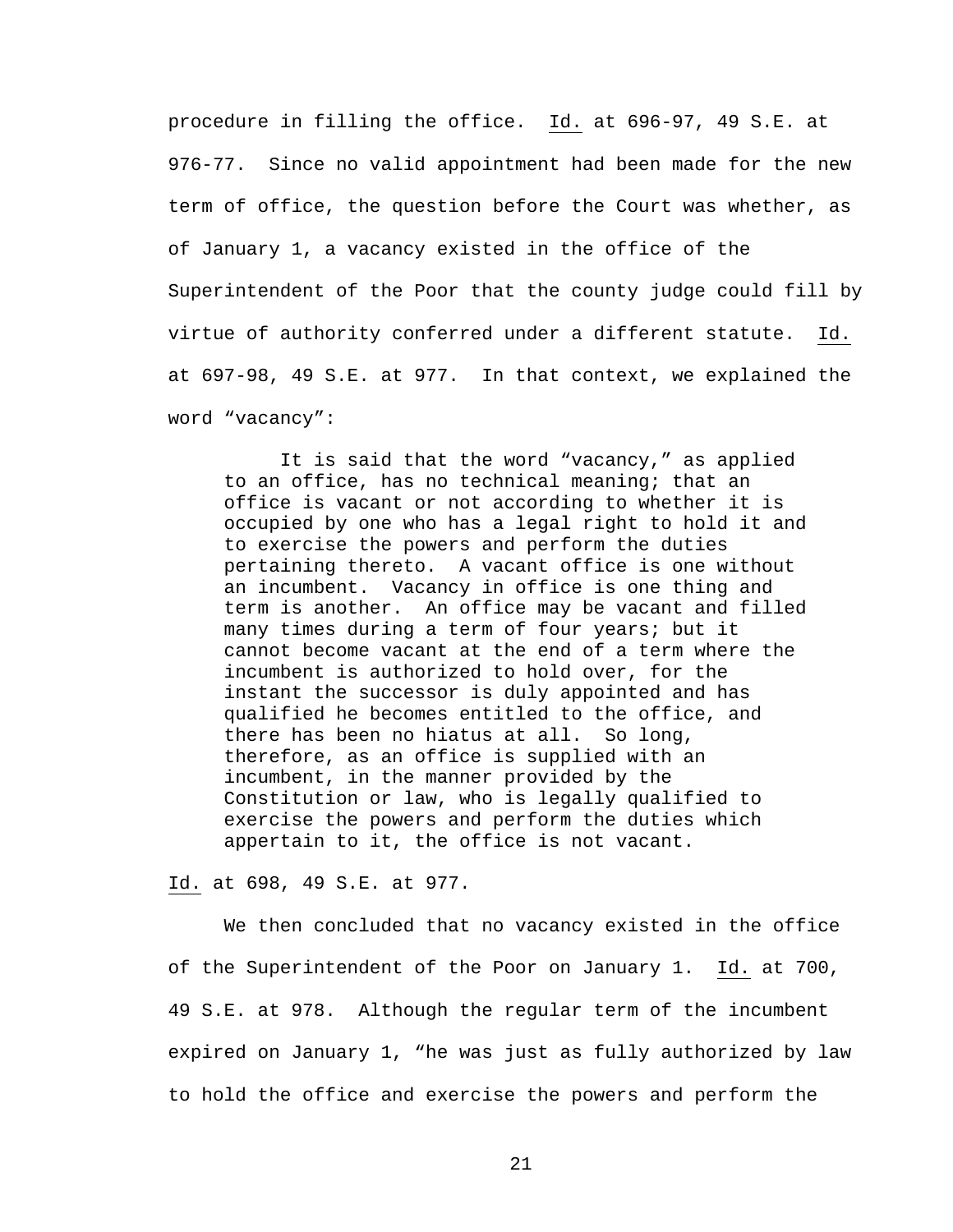procedure in filling the office. _Id._ at 696-97, 49 S.E. at 976-77. Since no valid appointment had been made for the new term of office, the question before the Court was whether, as of January 1, a vacancy existed in the office of the Superintendent of the Poor that the county judge could fill by virtue of authority conferred under a different statute. _Id._ at 697-98, 49 S.E. at 977. In that context, we explained the word "vacancy":

> It is said that the word "vacancy," as applied to an office, has no technical meaning; that an office is vacant or not according to whether it is occupied by one who has a legal right to hold it and to exercise the powers and perform the duties pertaining thereto. A vacant office is one without an incumbent. Vacancy in office is one thing and term is another. An office may be vacant and filled many times during a term of four years; but it cannot become vacant at the end of a term where the incumbent is authorized to hold over, for the instant the successor is duly appointed and has qualified he becomes entitled to the office, and there has been no hiatus at all. So long, therefore, as an office is supplied with an incumbent, in the manner provided by the Constitution or law, who is legally qualified to exercise the powers and perform the duties which appertain to it, the office is not vacant.

_Id._ at 698, 49 S.E. at 977.

We then concluded that no vacancy existed in the office of the Superintendent of the Poor on January 1. _Id._ at 700, 49 S.E. at 978. Although the regular term of the incumbent expired on January 1, "he was just as fully authorized by law to hold the office and exercise the powers and perform the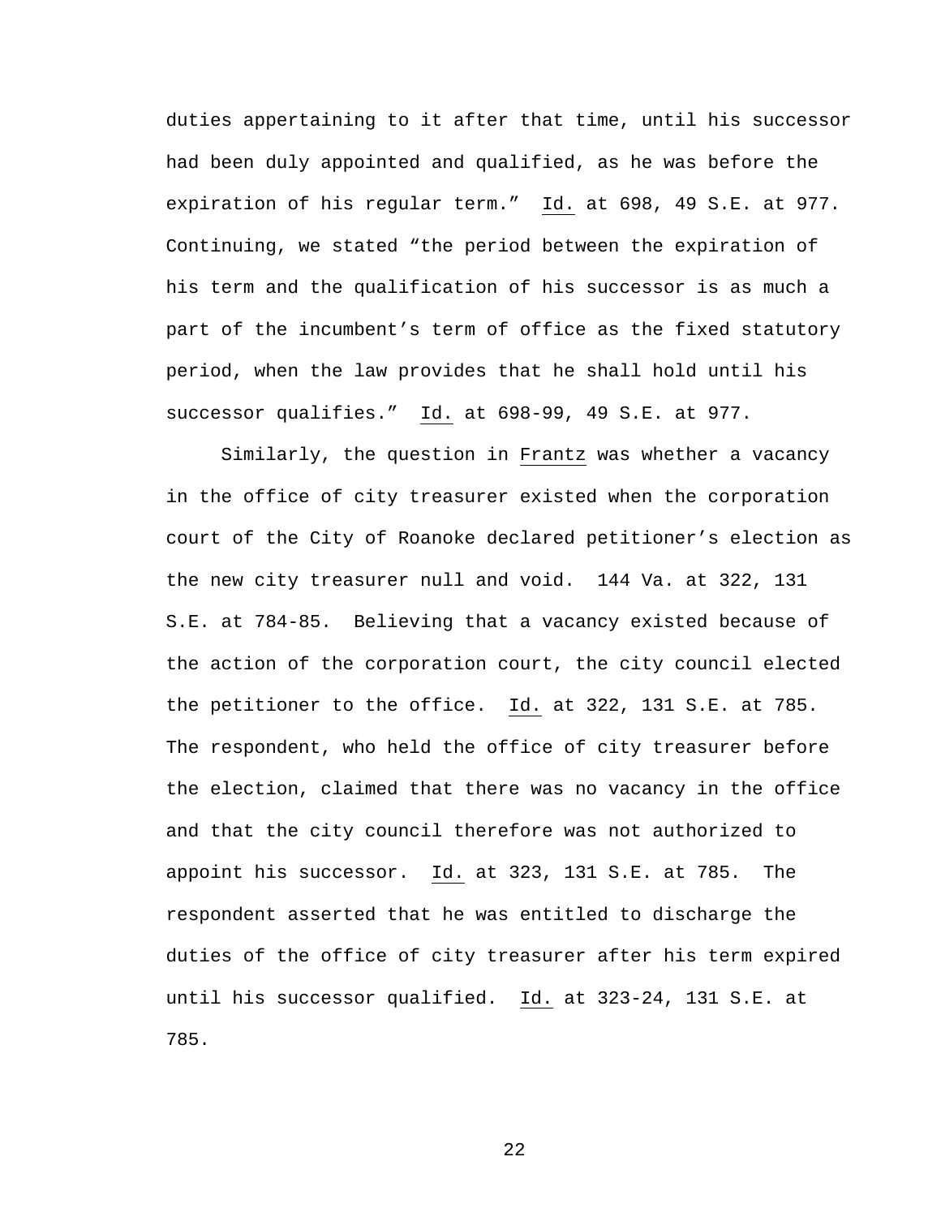duties appertaining to it after that time, until his successor had been duly appointed and qualified, as he was before the expiration of his regular term." Id. at 698, 49 S.E. at 977. Continuing, we stated "the period between the expiration of his term and the qualification of his successor is as much a part of the incumbent's term of office as the fixed statutory period, when the law provides that he shall hold until his successor qualifies." Id. at 698-99, 49 S.E. at 977.

Similarly, the question in Frantz was whether a vacancy in the office of city treasurer existed when the corporation court of the City of Roanoke declared petitioner's election as the new city treasurer null and void. 144 Va. at 322, 131 S.E. at 784-85. Believing that a vacancy existed because of the action of the corporation court, the city council elected the petitioner to the office. Id. at 322, 131 S.E. at 785. The respondent, who held the office of city treasurer before the election, claimed that there was no vacancy in the office and that the city council therefore was not authorized to appoint his successor. Id. at 323, 131 S.E. at 785. The respondent asserted that he was entitled to discharge the duties of the office of city treasurer after his term expired until his successor qualified. Id. at 323-24, 131 S.E. at 785.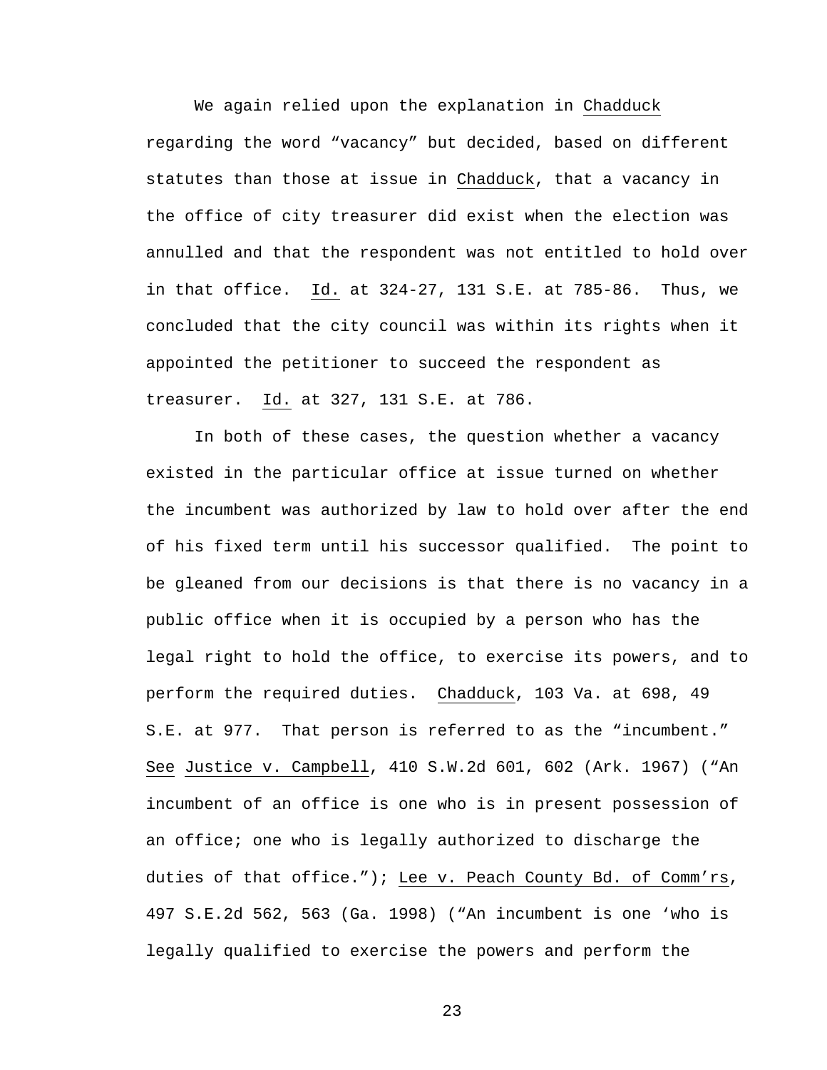We again relied upon the explanation in Chadduck regarding the word "vacancy" but decided, based on different statutes than those at issue in Chadduck, that a vacancy in the office of city treasurer did exist when the election was annulled and that the respondent was not entitled to hold over in that office. Id. at 324-27, 131 S.E. at 785-86. Thus, we concluded that the city council was within its rights when it appointed the petitioner to succeed the respondent as treasurer. Id. at 327, 131 S.E. at 786.

In both of these cases, the question whether a vacancy existed in the particular office at issue turned on whether the incumbent was authorized by law to hold over after the end of his fixed term until his successor qualified. The point to be gleaned from our decisions is that there is no vacancy in a public office when it is occupied by a person who has the legal right to hold the office, to exercise its powers, and to perform the required duties. Chadduck, 103 Va. at 698, 49 S.E. at 977. That person is referred to as the "incumbent." See Justice v. Campbell, 410 S.W.2d 601, 602 (Ark. 1967) ("An incumbent of an office is one who is in present possession of an office; one who is legally authorized to discharge the duties of that office."); Lee v. Peach County Bd. of Comm'rs, 497 S.E.2d 562, 563 (Ga. 1998) ("An incumbent is one 'who is legally qualified to exercise the powers and perform the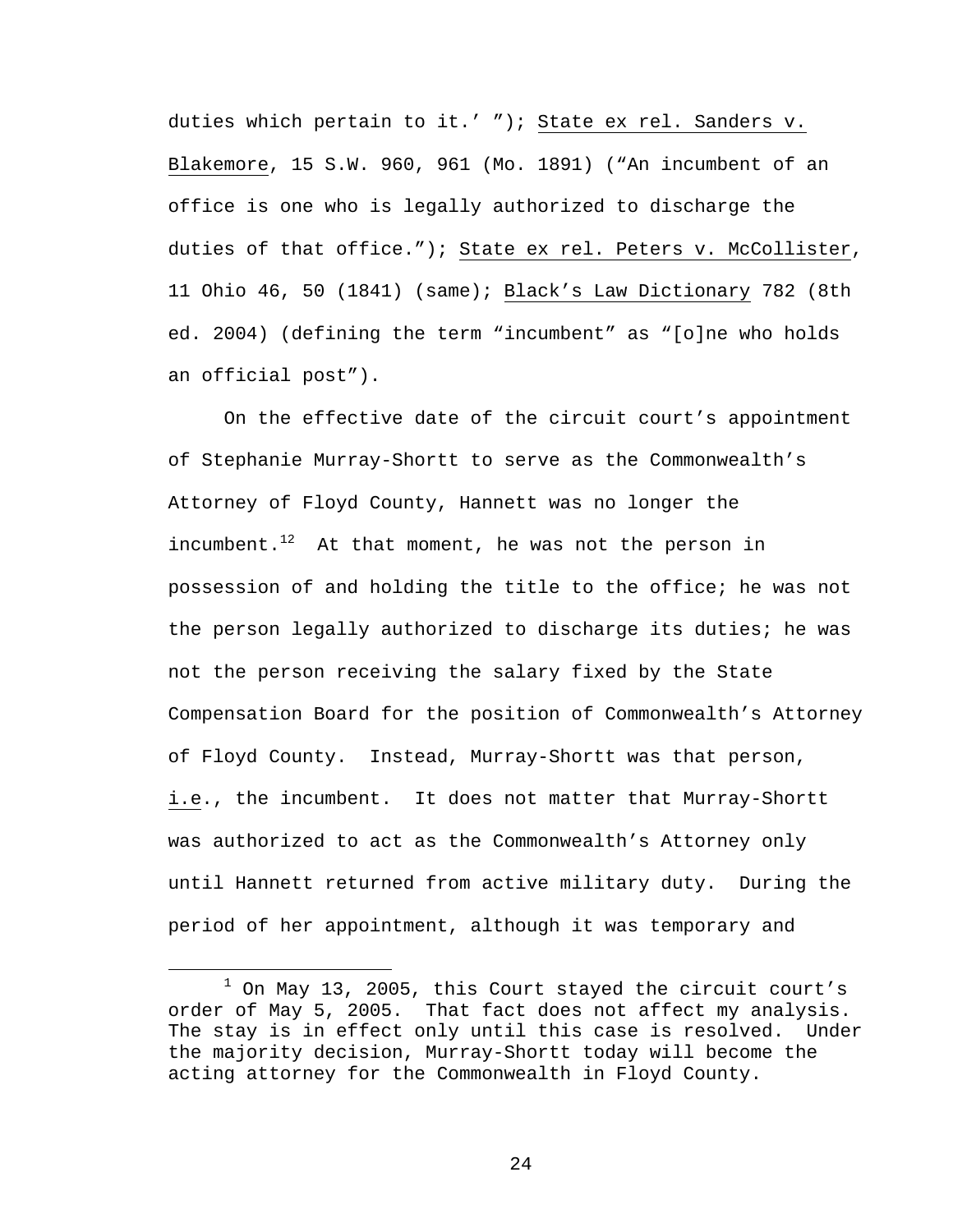duties which pertain to it.' "); State ex rel. Sanders v. Blakemore, 15 S.W. 960, 961 (Mo. 1891) ("An incumbent of an office is one who is legally authorized to discharge the duties of that office."); State ex rel. Peters v. McCollister, 11 Ohio 46, 50 (1841) (same); Black's Law Dictionary 782 (8th ed. 2004) (defining the term "incumbent" as "[o]ne who holds an official post").

On the effective date of the circuit court's appointment of Stephanie Murray-Shortt to serve as the Commonwealth's Attorney of Floyd County, Hannett was no longer the incumbent.[12] At that moment, he was not the person in possession of and holding the title to the office; he was not the person legally authorized to discharge its duties; he was not the person receiving the salary fixed by the State Compensation Board for the position of Commonwealth's Attorney of Floyd County. Instead, Murray-Shortt was that person, i.e., the incumbent. It does not matter that Murray-Shortt was authorized to act as the Commonwealth's Attorney only until Hannett returned from active military duty. During the period of her appointment, although it was temporary and

---

[1] On May 13, 2005, this Court stayed the circuit court's order of May 5, 2005. That fact does not affect my analysis. The stay is in effect only until this case is resolved. Under the majority decision, Murray-Shortt today will become the acting attorney for the Commonwealth in Floyd County.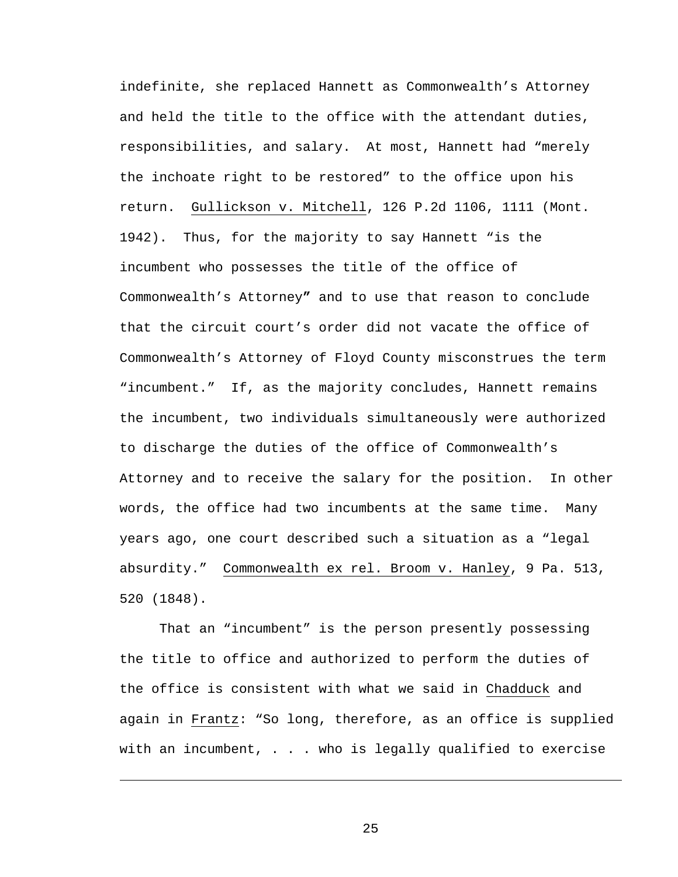indefinite, she replaced Hannett as Commonwealth's Attorney and held the title to the office with the attendant duties, responsibilities, and salary. At most, Hannett had "merely the inchoate right to be restored" to the office upon his return. Gullickson v. Mitchell, 126 P.2d 1106, 1111 (Mont. 1942). Thus, for the majority to say Hannett "is the incumbent who possesses the title of the office of Commonwealth's Attorney**"** and to use that reason to conclude that the circuit court's order did not vacate the office of Commonwealth's Attorney of Floyd County misconstrues the term "incumbent." If, as the majority concludes, Hannett remains the incumbent, two individuals simultaneously were authorized to discharge the duties of the office of Commonwealth's Attorney and to receive the salary for the position. In other words, the office had two incumbents at the same time. Many years ago, one court described such a situation as a "legal absurdity." Commonwealth ex rel. Broom v. Hanley, 9 Pa. 513, 520 (1848).

That an "incumbent" is the person presently possessing the title to office and authorized to perform the duties of the office is consistent with what we said in Chadduck and again in Frantz: "So long, therefore, as an office is supplied with an incumbent, . . . who is legally qualified to exercise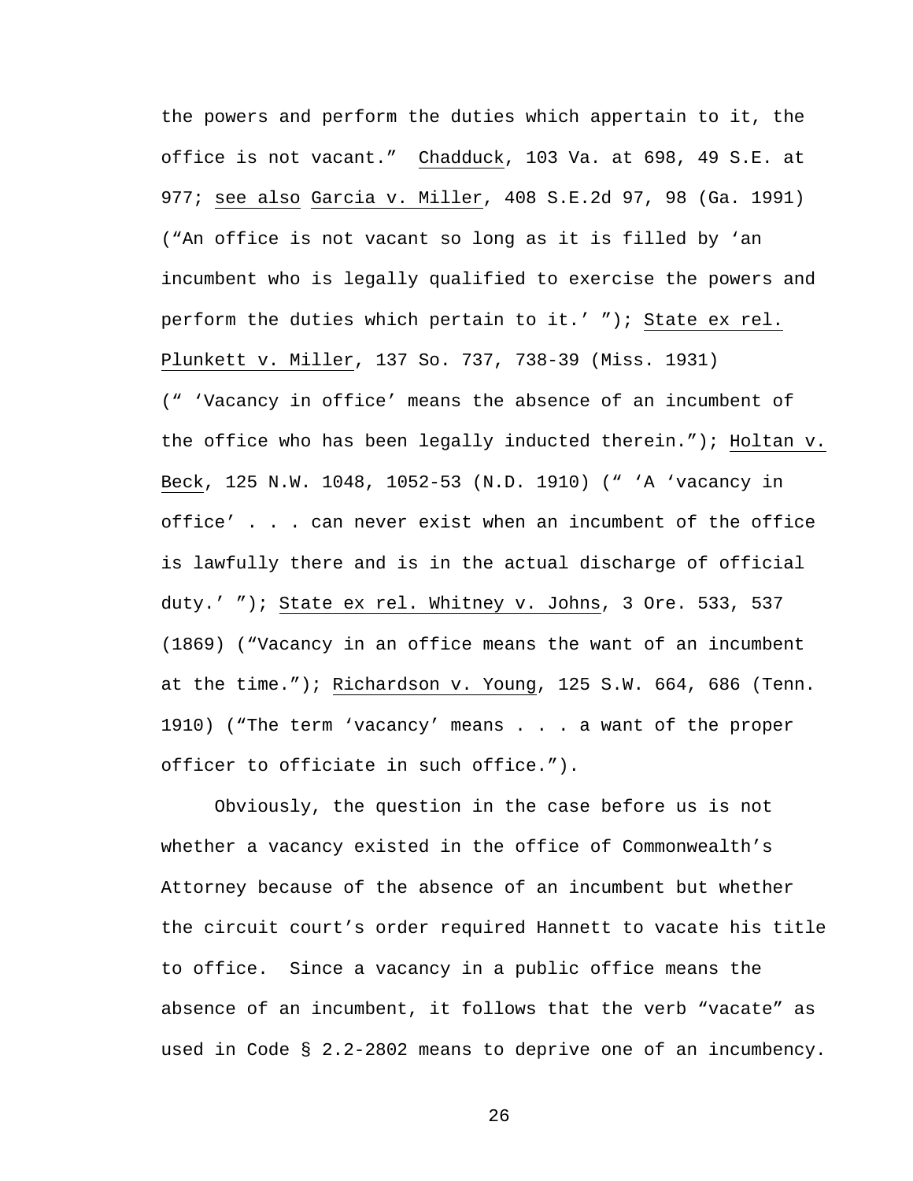the powers and perform the duties which appertain to it, the office is not vacant." Chadduck, 103 Va. at 698, 49 S.E. at 977; see also Garcia v. Miller, 408 S.E.2d 97, 98 (Ga. 1991) ("An office is not vacant so long as it is filled by 'an incumbent who is legally qualified to exercise the powers and perform the duties which pertain to it.' "); State ex rel. Plunkett v. Miller, 137 So. 737, 738-39 (Miss. 1931) (" 'Vacancy in office' means the absence of an incumbent of the office who has been legally inducted therein."); Holtan v. Beck, 125 N.W. 1048, 1052-53 (N.D. 1910) (" 'A 'vacancy in office' . . . can never exist when an incumbent of the office is lawfully there and is in the actual discharge of official duty.' "); State ex rel. Whitney v. Johns, 3 Ore. 533, 537 (1869) ("Vacancy in an office means the want of an incumbent at the time."); Richardson v. Young, 125 S.W. 664, 686 (Tenn. 1910) ("The term 'vacancy' means . . . a want of the proper officer to officiate in such office.").

Obviously, the question in the case before us is not whether a vacancy existed in the office of Commonwealth's Attorney because of the absence of an incumbent but whether the circuit court's order required Hannett to vacate his title to office. Since a vacancy in a public office means the absence of an incumbent, it follows that the verb "vacate" as used in Code § 2.2-2802 means to deprive one of an incumbency.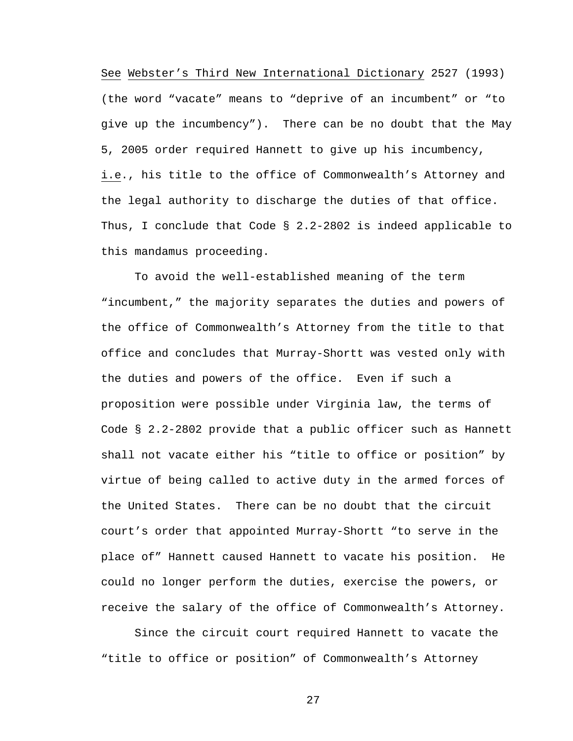See Webster's Third New International Dictionary 2527 (1993) (the word "vacate" means to "deprive of an incumbent" or "to give up the incumbency"). There can be no doubt that the May 5, 2005 order required Hannett to give up his incumbency, i.e., his title to the office of Commonwealth's Attorney and the legal authority to discharge the duties of that office. Thus, I conclude that Code § 2.2-2802 is indeed applicable to this mandamus proceeding.

To avoid the well-established meaning of the term "incumbent," the majority separates the duties and powers of the office of Commonwealth's Attorney from the title to that office and concludes that Murray-Shortt was vested only with the duties and powers of the office. Even if such a proposition were possible under Virginia law, the terms of Code § 2.2-2802 provide that a public officer such as Hannett shall not vacate either his "title to office or position" by virtue of being called to active duty in the armed forces of the United States. There can be no doubt that the circuit court's order that appointed Murray-Shortt "to serve in the place of" Hannett caused Hannett to vacate his position. He could no longer perform the duties, exercise the powers, or receive the salary of the office of Commonwealth's Attorney.

Since the circuit court required Hannett to vacate the "title to office or position" of Commonwealth's Attorney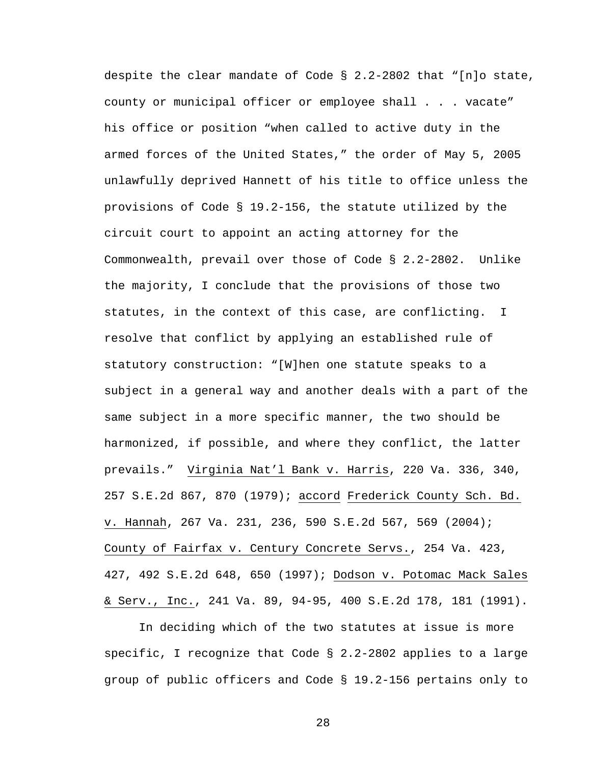despite the clear mandate of Code § 2.2-2802 that "[n]o state, county or municipal officer or employee shall . . . vacate" his office or position "when called to active duty in the armed forces of the United States," the order of May 5, 2005 unlawfully deprived Hannett of his title to office unless the provisions of Code § 19.2-156, the statute utilized by the circuit court to appoint an acting attorney for the Commonwealth, prevail over those of Code § 2.2-2802. Unlike the majority, I conclude that the provisions of those two statutes, in the context of this case, are conflicting. I resolve that conflict by applying an established rule of statutory construction: "[W]hen one statute speaks to a subject in a general way and another deals with a part of the same subject in a more specific manner, the two should be harmonized, if possible, and where they conflict, the latter prevails." Virginia Nat'l Bank v. Harris, 220 Va. 336, 340, 257 S.E.2d 867, 870 (1979); accord Frederick County Sch. Bd. v. Hannah, 267 Va. 231, 236, 590 S.E.2d 567, 569 (2004); County of Fairfax v. Century Concrete Servs., 254 Va. 423, 427, 492 S.E.2d 648, 650 (1997); Dodson v. Potomac Mack Sales & Serv., Inc., 241 Va. 89, 94-95, 400 S.E.2d 178, 181 (1991).

In deciding which of the two statutes at issue is more specific, I recognize that Code § 2.2-2802 applies to a large group of public officers and Code § 19.2-156 pertains only to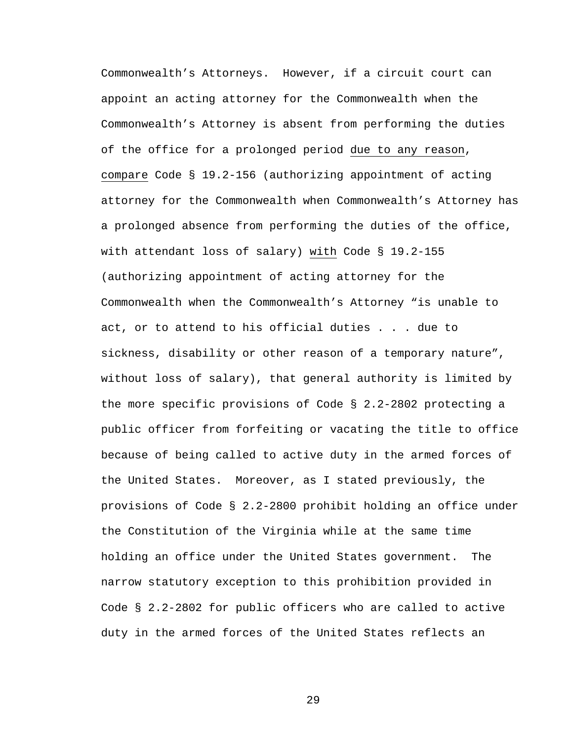Commonwealth's Attorneys. However, if a circuit court can appoint an acting attorney for the Commonwealth when the Commonwealth's Attorney is absent from performing the duties of the office for a prolonged period <u>due to any reason</u>, <u>compare</u> Code § 19.2-156 (authorizing appointment of acting attorney for the Commonwealth when Commonwealth's Attorney has a prolonged absence from performing the duties of the office, with attendant loss of salary) <u>with</u> Code § 19.2-155 (authorizing appointment of acting attorney for the Commonwealth when the Commonwealth's Attorney "is unable to act, or to attend to his official duties . . . due to sickness, disability or other reason of a temporary nature", without loss of salary), that general authority is limited by the more specific provisions of Code § 2.2-2802 protecting a public officer from forfeiting or vacating the title to office because of being called to active duty in the armed forces of the United States. Moreover, as I stated previously, the provisions of Code § 2.2-2800 prohibit holding an office under the Constitution of the Virginia while at the same time holding an office under the United States government. The narrow statutory exception to this prohibition provided in Code § 2.2-2802 for public officers who are called to active duty in the armed forces of the United States reflects an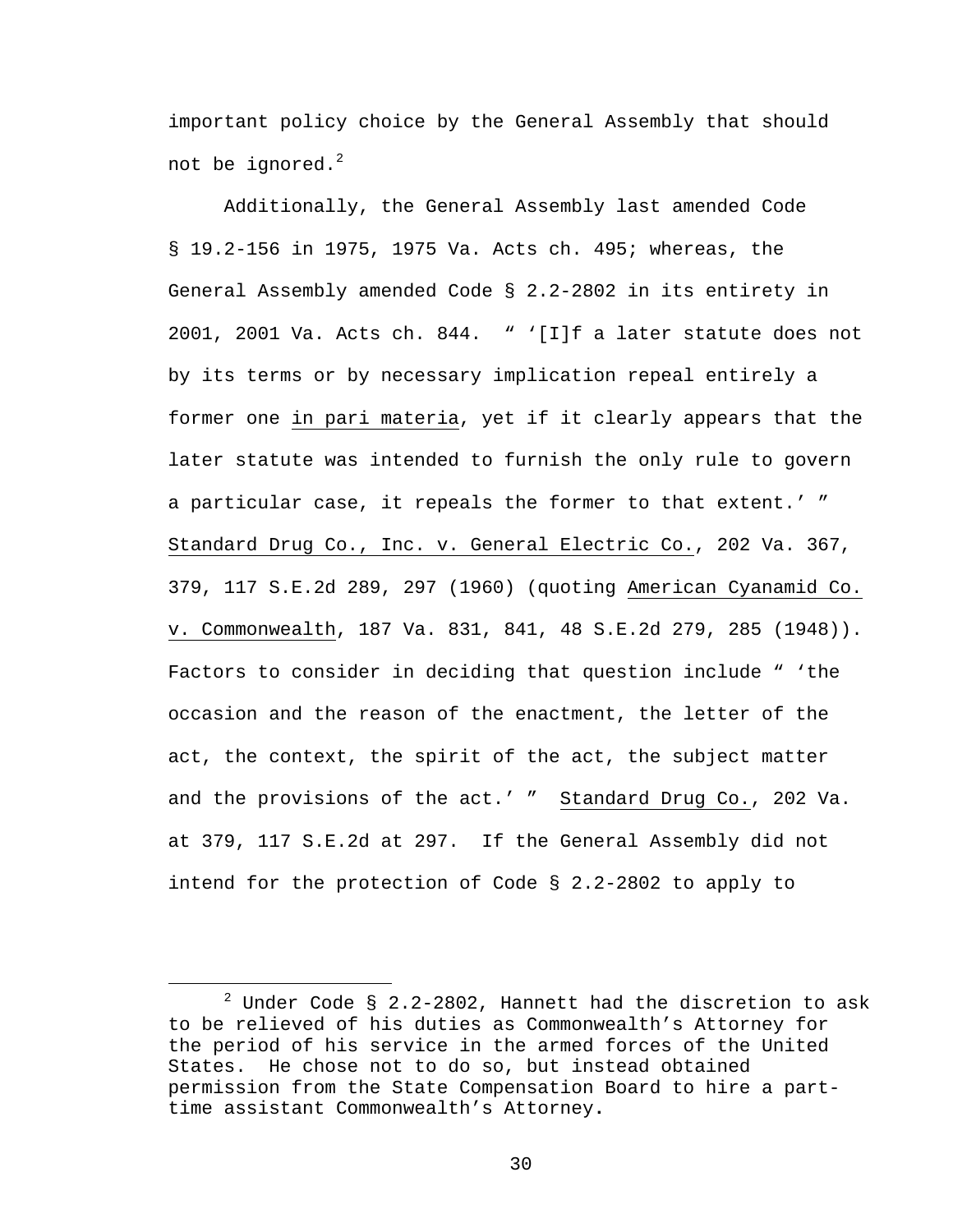important policy choice by the General Assembly that should not be ignored.[2]

Additionally, the General Assembly last amended Code § 19.2-156 in 1975, 1975 Va. Acts ch. 495; whereas, the General Assembly amended Code § 2.2-2802 in its entirety in 2001, 2001 Va. Acts ch. 844. " '[I]f a later statute does not by its terms or by necessary implication repeal entirely a former one <u>in pari materia</u>, yet if it clearly appears that the later statute was intended to furnish the only rule to govern a particular case, it repeals the former to that extent.' " <u>Standard Drug Co., Inc. v. General Electric Co.</u>, 202 Va. 367, 379, 117 S.E.2d 289, 297 (1960) (quoting <u>American Cyanamid Co. v. Commonwealth</u>, 187 Va. 831, 841, 48 S.E.2d 279, 285 (1948)). Factors to consider in deciding that question include " 'the occasion and the reason of the enactment, the letter of the act, the context, the spirit of the act, the subject matter and the provisions of the act.' " <u>Standard Drug Co.</u>, 202 Va. at 379, 117 S.E.2d at 297. If the General Assembly did not intend for the protection of Code § 2.2-2802 to apply to

[2] Under Code § 2.2-2802, Hannett had the discretion to ask to be relieved of his duties as Commonwealth's Attorney for the period of his service in the armed forces of the United States. He chose not to do so, but instead obtained permission from the State Compensation Board to hire a part-time assistant Commonwealth's Attorney.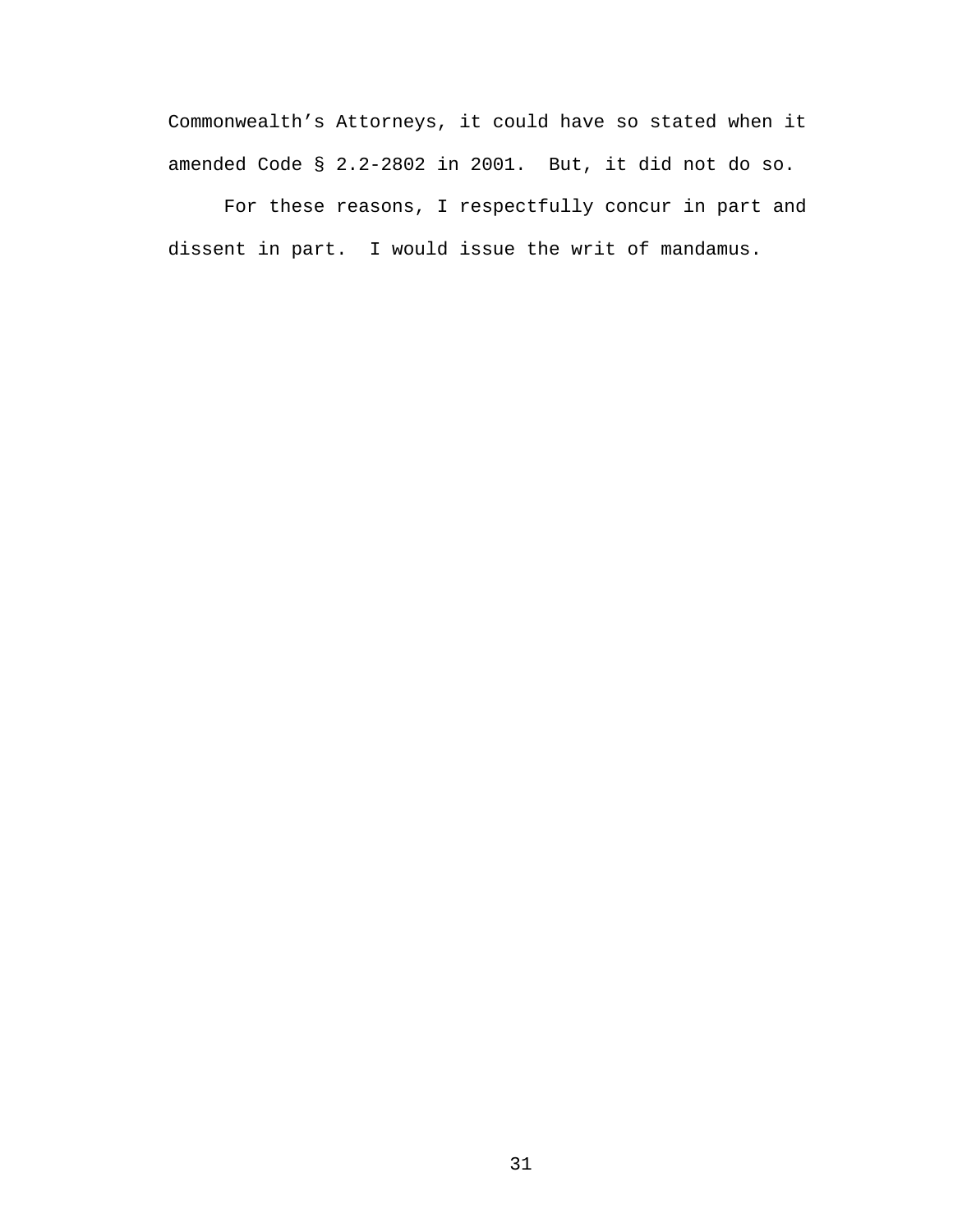Commonwealth’s Attorneys, it could have so stated when it amended Code § 2.2-2802 in 2001. But, it did not do so.

For these reasons, I respectfully concur in part and dissent in part. I would issue the writ of mandamus.